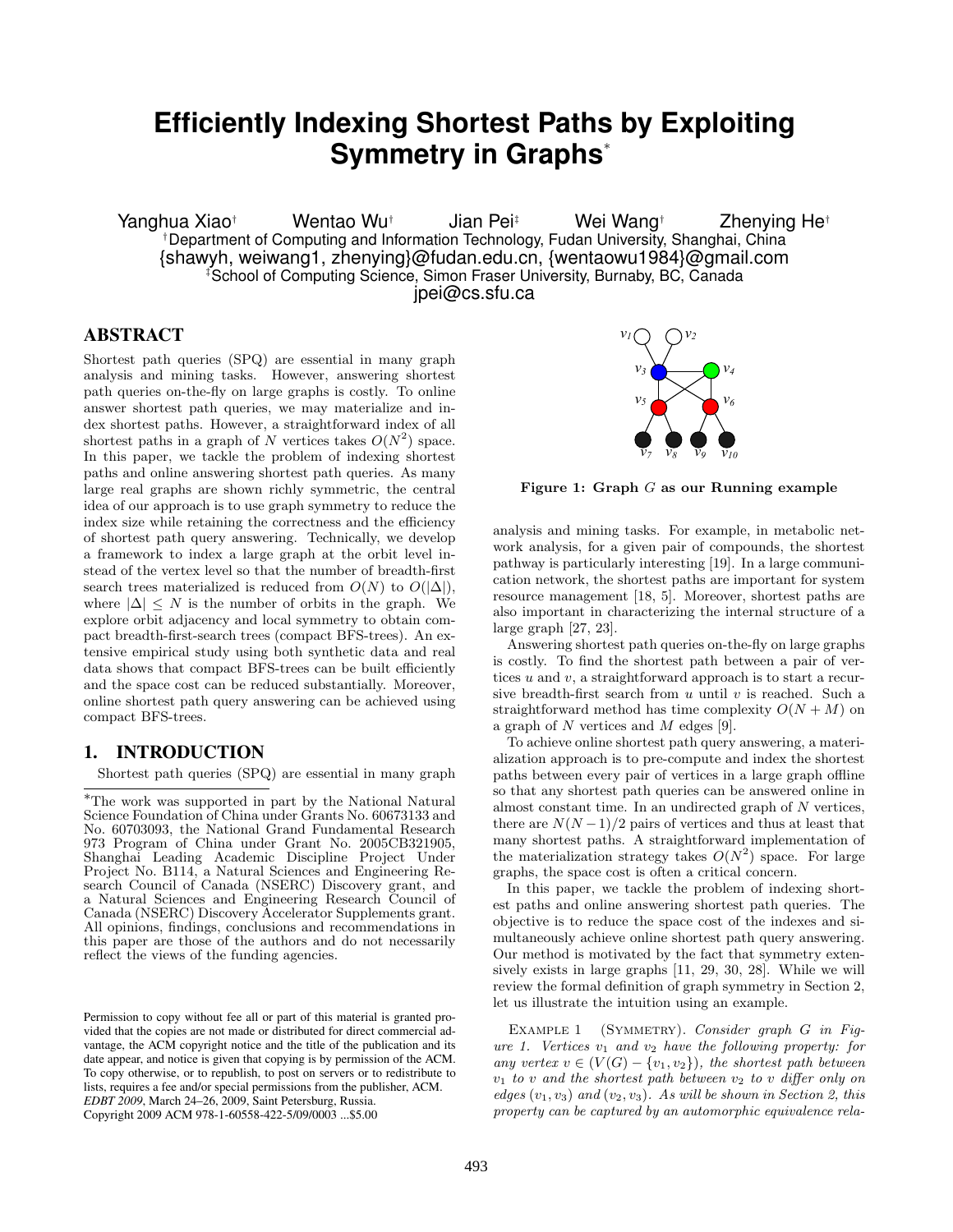# Efficiently Indexing Shortest Paths by Exploiting Symmetry in Graphs*

Yanghua Xiao† Wentao Wu† Jian Pei‡ Wei Wang† Zhenying He†

†Department of Computing and Information Technology, Fudan University, Shanghai, China
{shawyh, weiwang1, zhenying}@fudan.edu.cn, {wentaowu1984}@gmail.com
‡School of Computing Science, Simon Fraser University, Burnaby, BC, Canada
jpei@cs.sfu.ca

## ABSTRACT

Shortest path queries (SPQ) are essential in many graph analysis and mining tasks. However, answering shortest path queries on-the-fly on large graphs is costly. To online answer shortest path queries, we may materialize and index shortest paths. However, a straightforward index of all shortest paths in a graph of $N$ vertices takes $O(N^2)$ space. In this paper, we tackle the problem of indexing shortest paths and online answering shortest path queries. As many large real graphs are shown richly symmetric, the central idea of our approach is to use graph symmetry to reduce the index size while retaining the correctness and the efficiency of shortest path query answering. Technically, we develop a framework to index a large graph at the orbit level instead of the vertex level so that the number of breadth-first search trees materialized is reduced from $O(N)$ to $O(|\Delta|)$, where $|\Delta| \leq N$ is the number of orbits in the graph. We explore orbit adjacency and local symmetry to obtain compact breadth-first-search trees (compact BFS-trees). An extensive empirical study using both synthetic data and real data shows that compact BFS-trees can be built efficiently and the space cost can be reduced substantially. Moreover, online shortest path query answering can be achieved using compact BFS-trees.

## 1. INTRODUCTION

Shortest path queries (SPQ) are essential in many graph analysis and mining tasks. For example, in metabolic network analysis, for a given pair of compounds, the shortest pathway is particularly interesting [19]. In a large communication network, the shortest paths are important for system resource management [18, 5]. Moreover, shortest paths are also important in characterizing the internal structure of a large graph [27, 23].

Answering shortest path queries on-the-fly on large graphs is costly. To find the shortest path between a pair of vertices $u$ and $v$, a straightforward approach is to start a recursive breadth-first search from $u$ until $v$ is reached. Such a straightforward method has time complexity $O(N + M)$ on a graph of $N$ vertices and $M$ edges [9].

To achieve online shortest path query answering, a materialization approach is to pre-compute and index the shortest paths between every pair of vertices in a large graph offline so that any shortest path queries can be answered online in almost constant time. In an undirected graph of $N$ vertices, there are $N(N-1)/2$ pairs of vertices and thus at least that many shortest paths. A straightforward implementation of the materialization strategy takes $O(N^2)$ space. For large graphs, the space cost is often a critical concern.

In this paper, we tackle the problem of indexing shortest paths and online answering shortest path queries. The objective is to reduce the space cost of the indexes and simultaneously achieve online shortest path query answering. Our method is motivated by the fact that symmetry extensively exists in large graphs [11, 29, 30, 28]. While we will review the formal definition of graph symmetry in Section 2, let us illustrate the intuition using an example.

Figure 1: Graph $G$ as our Running example

EXAMPLE 1 (SYMMETRY). *Consider graph $G$ in Figure 1. Vertices $v_1$ and $v_2$ have the following property: for any vertex $v \in (V(G) - \{v_1, v_2\})$, the shortest path between $v_1$ to $v$ and the shortest path between $v_2$ to $v$ differ only on edges $(v_1, v_3)$ and $(v_2, v_3)$. As will be shown in Section 2, this property can be captured by an automorphic equivalence rela-*

---

*The work was supported in part by the National Natural Science Foundation of China under Grants No. 60673133 and No. 60703093, the National Grand Fundamental Research 973 Program of China under Grant No. 2005CB321905, Shanghai Leading Academic Discipline Project Under Project No. B114, a Natural Sciences and Engineering Research Council of Canada (NSERC) Discovery grant, and a Natural Sciences and Engineering Research Council of Canada (NSERC) Discovery Accelerator Supplements grant. All opinions, findings, conclusions and recommendations in this paper are those of the authors and do not necessarily reflect the views of the funding agencies.

Permission to copy without fee all or part of this material is granted provided that the copies are not made or distributed for direct commercial advantage, the ACM copyright notice and the title of the publication and its date appear, and notice is given that copying is by permission of the ACM. To copy otherwise, or to republish, to post on servers or to redistribute to lists, requires a fee and/or special permissions from the publisher, ACM. *EDBT 2009*, March 24–26, 2009, Saint Petersburg, Russia.
Copyright 2009 ACM 978-1-60558-422-5/09/0003 ...$5.00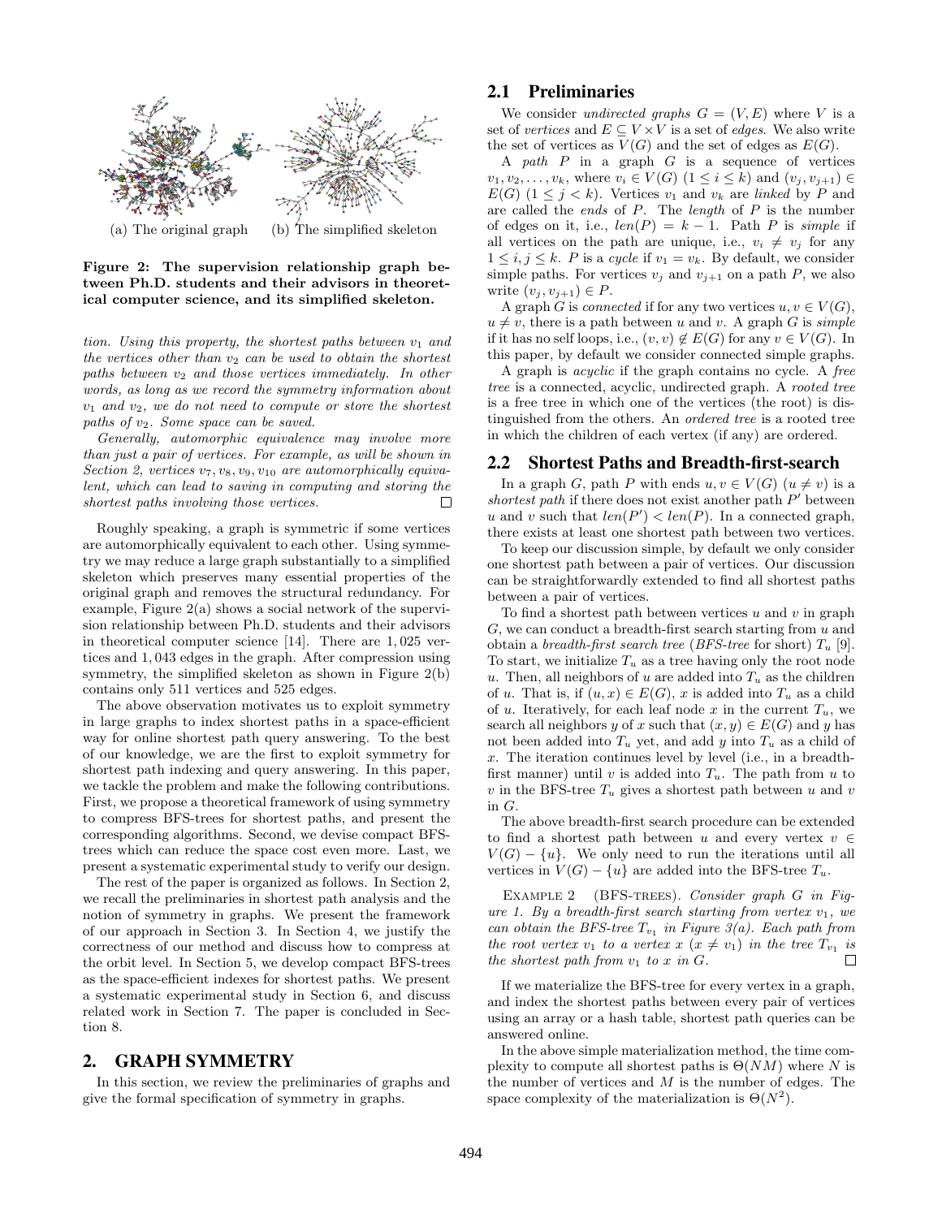(a) The original graph (b) The simplified skeleton

**Figure 2: The supervision relationship graph between Ph.D. students and their advisors in theoretical computer science, and its simplified skeleton.**

*tion. Using this property, the shortest paths between $v_1$ and the vertices other than $v_2$ can be used to obtain the shortest paths between $v_2$ and those vertices immediately. In other words, as long as we record the symmetry information about $v_1$ and $v_2$, we do not need to compute or store the shortest paths of $v_2$. Some space can be saved.*

*Generally, automorphic equivalence may involve more than just a pair of vertices. For example, as will be shown in Section 2, vertices $v_7, v_8, v_9, v_{10}$ are automorphically equivalent, which can lead to saving in computing and storing the shortest paths involving those vertices.* □

Roughly speaking, a graph is symmetric if some vertices are automorphically equivalent to each other. Using symmetry we may reduce a large graph substantially to a simplified skeleton which preserves many essential properties of the original graph and removes the structural redundancy. For example, Figure 2(a) shows a social network of the supervision relationship between Ph.D. students and their advisors in theoretical computer science [14]. There are 1,025 vertices and 1,043 edges in the graph. After compression using symmetry, the simplified skeleton as shown in Figure 2(b) contains only 511 vertices and 525 edges.

The above observation motivates us to exploit symmetry in large graphs to index shortest paths in a space-efficient way for online shortest path query answering. To the best of our knowledge, we are the first to exploit symmetry for shortest path indexing and query answering. In this paper, we tackle the problem and make the following contributions. First, we propose a theoretical framework of using symmetry to compress BFS-trees for shortest paths, and present the corresponding algorithms. Second, we devise compact BFS-trees which can reduce the space cost even more. Last, we present a systematic experimental study to verify our design.

The rest of the paper is organized as follows. In Section 2, we recall the preliminaries in shortest path analysis and the notion of symmetry in graphs. We present the framework of our approach in Section 3. In Section 4, we justify the correctness of our method and discuss how to compress at the orbit level. In Section 5, we develop compact BFS-trees as the space-efficient indexes for shortest paths. We present a systematic experimental study in Section 6, and discuss related work in Section 7. The paper is concluded in Section 8.

# 2. GRAPH SYMMETRY

In this section, we review the preliminaries of graphs and give the formal specification of symmetry in graphs.

## 2.1 Preliminaries

We consider *undirected graphs* $G = (V, E)$ where $V$ is a set of *vertices* and $E \subseteq V \times V$ is a set of *edges*. We also write the set of vertices as $V(G)$ and the set of edges as $E(G)$.

A *path* $P$ in a graph $G$ is a sequence of vertices $v_1, v_2, \ldots, v_k$, where $v_i \in V(G)$ $(1 \leq i \leq k)$ and $(v_j, v_{j+1}) \in E(G)$ $(1 \leq j < k)$. Vertices $v_1$ and $v_k$ are *linked* by $P$ and are called the *ends* of $P$. The *length* of $P$ is the number of edges on it, i.e., $len(P) = k - 1$. Path $P$ is *simple* if all vertices on the path are unique, i.e., $v_i \neq v_j$ for any $1 \leq i, j \leq k$. $P$ is a *cycle* if $v_1 = v_k$. By default, we consider simple paths. For vertices $v_j$ and $v_{j+1}$ on a path $P$, we also write $(v_j, v_{j+1}) \in P$.

A graph $G$ is *connected* if for any two vertices $u, v \in V(G)$, $u \neq v$, there is a path between $u$ and $v$. A graph $G$ is *simple* if it has no self loops, i.e., $(v, v) \notin E(G)$ for any $v \in V(G)$. In this paper, by default we consider connected simple graphs.

A graph is *acyclic* if the graph contains no cycle. A *free tree* is a connected, acyclic, undirected graph. A *rooted tree* is a free tree in which one of the vertices (the root) is distinguished from the others. An *ordered tree* is a rooted tree in which the children of each vertex (if any) are ordered.

## 2.2 Shortest Paths and Breadth-first-search

In a graph $G$, path $P$ with ends $u, v \in V(G)$ $(u \neq v)$ is a *shortest path* if there does not exist another path $P'$ between $u$ and $v$ such that $len(P') < len(P)$. In a connected graph, there exists at least one shortest path between two vertices.

To keep our discussion simple, by default we only consider one shortest path between a pair of vertices. Our discussion can be straightforwardly extended to find all shortest paths between a pair of vertices.

To find a shortest path between vertices $u$ and $v$ in graph $G$, we can conduct a breadth-first search starting from $u$ and obtain a *breadth-first search tree* (*BFS-tree* for short) $T_u$ [9]. To start, we initialize $T_u$ as a tree having only the root node $u$. Then, all neighbors of $u$ are added into $T_u$ as the children of $u$. That is, if $(u, x) \in E(G)$, $x$ is added into $T_u$ as a child of $u$. Iteratively, for each leaf node $x$ in the current $T_u$, we search all neighbors $y$ of $x$ such that $(x, y) \in E(G)$ and $y$ has not been added into $T_u$ yet, and add $y$ into $T_u$ as a child of $x$. The iteration continues level by level (i.e., in a breadth-first manner) until $v$ is added into $T_u$. The path from $u$ to $v$ in the BFS-tree $T_u$ gives a shortest path between $u$ and $v$ in $G$.

The above breadth-first search procedure can be extended to find a shortest path between $u$ and every vertex $v \in V(G) - \{u\}$. We only need to run the iterations until all vertices in $V(G) - \{u\}$ are added into the BFS-tree $T_u$.

Example 2 (BFS-trees). *Consider graph $G$ in Figure 1. By a breadth-first search starting from vertex $v_1$, we can obtain the BFS-tree $T_{v_1}$ in Figure 3(a). Each path from the root vertex $v_1$ to a vertex $x$ $(x \neq v_1)$ in the tree $T_{v_1}$ is the shortest path from $v_1$ to $x$ in $G$.* □

If we materialize the BFS-tree for every vertex in a graph, and index the shortest paths between every pair of vertices using an array or a hash table, shortest path queries can be answered online.

In the above simple materialization method, the time complexity to compute all shortest paths is $\Theta(NM)$ where $N$ is the number of vertices and $M$ is the number of edges. The space complexity of the materialization is $\Theta(N^2)$.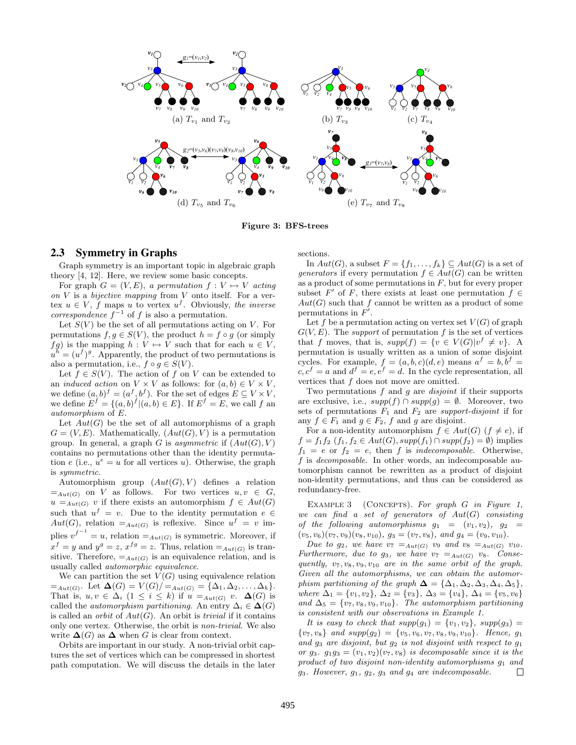(a) $T_{v_1}$ and $T_{v_2}$ (b) $T_{v_3}$ (c) $T_{v_4}$

(d) $T_{v_5}$ and $T_{v_6}$ (e) $T_{v_7}$ and $T_{v_8}$

**Figure 3: BFS-trees**

## 2.3 Symmetry in Graphs

Graph symmetry is an important topic in algebraic graph theory [4, 12]. Here, we review some basic concepts.

For graph $G = (V, E)$, *a permutation* $f : V \mapsto V$ *acting on* $V$ is a *bijective mapping* from $V$ onto itself. For a vertex $u \in V$, $f$ maps $u$ to vertex $u^f$. Obviously, *the inverse correspondence* $f^{-1}$ of $f$ is also a permutation.

Let $S(V)$ be the set of all permutations acting on $V$. For permutations $f, g \in S(V)$, the product $h = f \circ g$ (or simply $fg$) is the mapping $h : V \mapsto V$ such that for each $u \in V$, $u^h = (u^f)^g$. Apparently, the product of two permutations is also a permutation, i.e., $f \circ g \in S(V)$.

Let $f \in S(V)$. The action of $f$ on $V$ can be extended to an *induced action* on $V \times V$ as follows: for $(a, b) \in V \times V$, we define $(a, b)^f = (a^f, b^f)$. For the set of edges $E \subseteq V \times V$, we define $E^f = \{(a, b)^f | (a, b) \in E\}$. If $E^f = E$, we call $f$ an *automorphism* of $E$.

Let $Aut(G)$ be the set of all automorphisms of a graph $G = (V, E)$. Mathematically, $(Aut(G), V)$ is a permutation group. In general, a graph $G$ is *asymmetric* if $(Aut(G), V)$ contains no permutations other than the identity permutation $e$ (i.e., $u^e = u$ for all vertices $u$). Otherwise, the graph is *symmetric*.

Automorphism group $(Aut(G), V)$ defines a relation $=_{Aut(G)}$ on $V$ as follows. For two vertices $u, v \in G$, $u =_{Aut(G)} v$ if there exists an automorphism $f \in Aut(G)$ such that $u^f = v$. Due to the identity permutation $e \in Aut(G)$, relation $=_{Aut(G)}$ is reflexive. Since $u^f = v$ implies $v^{f^{-1}} = u$, relation $=_{Aut(G)}$ is symmetric. Moreover, if $x^f = y$ and $y^g = z$, $x^{fg} = z$. Thus, relation $=_{Aut(G)}$ is transitive. Therefore, $=_{Aut(G)}$ is an equivalence relation, and is usually called *automorphic equivalence*.

We can partition the set $V(G)$ using equivalence relation $=_{Aut(G)}$. Let $\mathbf{\Delta}(G) = V(G)/ =_{Aut(G)} = \{\Delta_1, \Delta_2, \dots, \Delta_k\}$. That is, $u, v \in \Delta_i$ $(1 \leq i \leq k)$ if $u =_{Aut(G)} v$. $\mathbf{\Delta}(G)$ is called the *automorphism partitioning*. An entry $\Delta_i \in \mathbf{\Delta}(G)$ is called an *orbit* of $Aut(G)$. An orbit is *trivial* if it contains only one vertex. Otherwise, the orbit is *non-trivial*. We also write $\mathbf{\Delta}(G)$ as $\mathbf{\Delta}$ when $G$ is clear from context.

Orbits are important in our study. A non-trivial orbit captures the set of vertices which can be compressed in shortest path computation. We will discuss the details in the later sections.

In $Aut(G)$, a subset $F = \{f_1, \dots, f_k\} \subseteq Aut(G)$ is a set of *generators* if every permutation $f \in Aut(G)$ can be written as a product of some permutations in $F$, but for every proper subset $F'$ of $F$, there exists at least one permutation $f \in Aut(G)$ such that $f$ cannot be written as a product of some permutations in $F'$.

Let $f$ be a permutation acting on vertex set $V(G)$ of graph $G(V, E)$. The *support* of permutation $f$ is the set of vertices that $f$ moves, that is, $supp(f) = \{v \in V(G) | v^f \neq v\}$. A permutation is usually written as a union of some disjoint cycles. For example, $f = (a, b, c)(d, e)$ means $a^f = b, b^f = c, c^f = a$ and $d^f = e, e^f = d$. In the cycle representation, all vertices that $f$ does not move are omitted.

Two permutations $f$ and $g$ are *disjoint* if their supports are exclusive, i.e., $supp(f) \cap supp(g) = \emptyset$. Moreover, two sets of permutations $F_1$ and $F_2$ are *support-disjoint* if for any $f \in F_1$ and $g \in F_2$, $f$ and $g$ are disjoint.

For a non-identity automorphism $f \in Aut(G)$ $(f \neq e)$, if $f = f_1 f_2$ $(f_1, f_2 \in Aut(G), supp(f_1) \cap supp(f_2) = \emptyset)$ implies $f_1 = e$ or $f_2 = e$, then $f$ is *indecomposable*. Otherwise, $f$ is *decomposable*. In other words, an indecomposable automorphism cannot be rewritten as a product of disjoint non-identity permutations, and thus can be considered as redundancy-free.

Example 3 (Concepts). *For graph $G$ in Figure 1, we can find a set of generators of $Aut(G)$ consisting of the following automorphisms $g_1 = (v_1, v_2)$, $g_2 = (v_5, v_6)(v_7, v_9)(v_8, v_{10})$, $g_3 = (v_7, v_8)$, and $g_4 = (v_9, v_{10})$.*

*Due to $g_2$, we have $v_7 =_{Aut(G)} v_9$ and $v_8 =_{Aut(G)} v_{10}$. Furthermore, due to $g_3$, we have $v_7 =_{Aut(G)} v_8$. Consequently, $v_7, v_8, v_9, v_{10}$ are in the same orbit of the graph. Given all the automorphisms, we can obtain the automorphism partitioning of the graph $\mathbf{\Delta} = \{\Delta_1, \Delta_2, \Delta_3, \Delta_4, \Delta_5\}$, where $\Delta_1 = \{v_1, v_2\}$, $\Delta_2 = \{v_3\}$, $\Delta_3 = \{v_4\}$, $\Delta_4 = \{v_5, v_6\}$ and $\Delta_5 = \{v_7, v_8, v_9, v_{10}\}$. The automorphism partitioning is consistent with our observations in Example 1.*

*It is easy to check that $supp(g_1) = \{v_1, v_2\}$, $supp(g_3) = \{v_7, v_8\}$ and $supp(g_2) = \{v_5, v_6, v_7, v_8, v_9, v_{10}\}$. Hence, $g_1$ and $g_3$ are disjoint, but $g_2$ is not disjoint with respect to $g_1$ or $g_3$. $g_1 g_3 = (v_1, v_2)(v_7, v_8)$ is decomposable since it is the product of two disjoint non-identity automorphisms $g_1$ and $g_3$. However, $g_1$, $g_2$, $g_3$ and $g_4$ are indecomposable.* □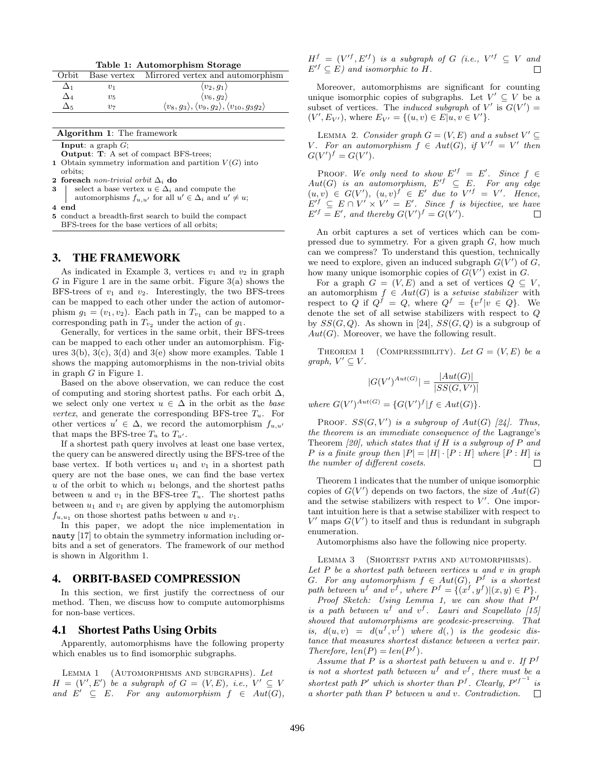**Table 1: Automorphism Storage**

| Orbit | Base vertex | Mirrored vertex and automorphism |
|---|---|---|
| $\Delta_1$ | $v_1$ | $\langle v_2, g_1 \rangle$ |
| $\Delta_4$ | $v_5$ | $\langle v_6, g_2 \rangle$ |
| $\Delta_5$ | $v_7$ | $\langle v_8, g_3 \rangle, \langle v_9, g_2 \rangle, \langle v_{10}, g_3 g_2 \rangle$ |

**Algorithm 1**: The framework

**Input**: a graph $G$;
**Output**: **T**: A set of compact BFS-trees;

1. Obtain symmetry information and partition $V(G)$ into orbits;
2. **foreach** *non-trivial orbit* $\Delta_i$ **do**
3. select a base vertex $u \in \Delta_i$ and compute the automorphisms $f_{u,u'}$ for all $u' \in \Delta_i$ and $u' \neq u$;
4. **end**
5. conduct a breadth-first search to build the compact BFS-trees for the base vertices of all orbits;

# 3. THE FRAMEWORK

As indicated in Example 3, vertices $v_1$ and $v_2$ in graph $G$ in Figure 1 are in the same orbit. Figure 3(a) shows the BFS-trees of $v_1$ and $v_2$. Interestingly, the two BFS-trees can be mapped to each other under the action of automorphism $g_1 = (v_1, v_2)$. Each path in $T_{v_1}$ can be mapped to a corresponding path in $T_{v_2}$ under the action of $g_1$.

Generally, for vertices in the same orbit, their BFS-trees can be mapped to each other under an automorphism. Figures 3(b), 3(c), 3(d) and 3(e) show more examples. Table 1 shows the mapping automorphisms in the non-trivial obits in graph $G$ in Figure 1.

Based on the above observation, we can reduce the cost of computing and storing shortest paths. For each orbit $\Delta$, we select only one vertex $u \in \Delta$ in the orbit as the *base vertex*, and generate the corresponding BFS-tree $T_u$. For other vertices $u' \in \Delta$, we record the automorphism $f_{u,u'}$ that maps the BFS-tree $T_u$ to $T_{u'}$.

If a shortest path query involves at least one base vertex, the query can be answered directly using the BFS-tree of the base vertex. If both vertices $u_1$ and $v_1$ in a shortest path query are not the base ones, we can find the base vertex $u$ of the orbit to which $u_1$ belongs, and the shortest paths between $u$ and $v_1$ in the BFS-tree $T_u$. The shortest paths between $u_1$ and $v_1$ are given by applying the automorphism $f_{u,u_1}$ on those shortest paths between $u$ and $v_1$.

In this paper, we adopt the nice implementation in `nauty` [17] to obtain the symmetry information including orbits and a set of generators. The framework of our method is shown in Algorithm 1.

# 4. ORBIT-BASED COMPRESSION

In this section, we first justify the correctness of our method. Then, we discuss how to compute automorphisms for non-base vertices.

## 4.1 Shortest Paths Using Orbits

Apparently, automorphisms have the following property which enables us to find isomorphic subgraphs.

Lemma 1 (Automorphisms and subgraphs). *Let $H = (V', E')$ be a subgraph of $G = (V, E)$, i.e., $V' \subseteq V$ and $E' \subseteq E$. For any automorphism $f \in Aut(G)$, $H^f = (V'^f, E'^f)$ is a subgraph of $G$ (i.e., $V'^f \subseteq V$ and $E'^f \subseteq E$) and isomorphic to $H$.* □

Moreover, automorphisms are significant for counting unique isomorphic copies of subgraphs. Let $V' \subseteq V$ be a subset of vertices. The *induced subgraph* of $V'$ is $G(V') = (V', E_{V'})$, where $E_{V'} = \{(u, v) \in E | u, v \in V'\}$.

Lemma 2. *Consider graph $G = (V, E)$ and a subset $V' \subseteq V$. For an automorphism $f \in Aut(G)$, if $V'^f = V'$ then $G(V')^f = G(V')$.*

Proof. *We only need to show $E'^f = E'$. Since $f \in Aut(G)$ is an automorphism, $E'^f \subseteq E$. For any edge $(u, v) \in G(V')$, $(u, v)^f \in E'$ due to $V'^f = V'$. Hence, $E'^f \subseteq E \cap V' \times V' = E'$. Since $f$ is bijective, we have $E'^f = E'$, and thereby $G(V')^f = G(V')$.* □

An orbit captures a set of vertices which can be compressed due to symmetry. For a given graph $G$, how much can we compress? To understand this question, technically we need to explore, given an induced subgraph $G(V')$ of $G$, how many unique isomorphic copies of $G(V')$ exist in $G$.

For a graph $G = (V, E)$ and a set of vertices $Q \subseteq V$, an automorphism $f \in Aut(G)$ is a *setwise stabilizer* with respect to $Q$ if $Q^f = Q$, where $Q^f = \{v^f | v \in Q\}$. We denote the set of all setwise stabilizers with respect to $Q$ by $SS(G, Q)$. As shown in [24], $SS(G, Q)$ is a subgroup of $Aut(G)$. Moreover, we have the following result.

Theorem 1 (Compressibility). *Let $G = (V, E)$ be a graph, $V' \subseteq V$.*

$$|G(V')^{Aut(G)}| = \frac{|Aut(G)|}{|SS(G, V')|}$$

*where $G(V')^{Aut(G)} = \{G(V')^f | f \in Aut(G)\}$.*

Proof. *$SS(G, V')$ is a subgroup of $Aut(G)$ [24]. Thus, the theorem is an immediate consequence of the Lagrange's Theorem [20], which states that if $H$ is a subgroup of $P$ and $P$ is a finite group then $|P| = |H| \cdot [P : H]$ where $[P : H]$ is the number of different cosets.* □

Theorem 1 indicates that the number of unique isomorphic copies of $G(V')$ depends on two factors, the size of $Aut(G)$ and the setwise stabilizers with respect to $V'$. One important intuition here is that a setwise stabilizer with respect to $V'$ maps $G(V')$ to itself and thus is redundant in subgraph enumeration.

Automorphisms also have the following nice property.

Lemma 3 (Shortest paths and automorphisms). *Let $P$ be a shortest path between vertices $u$ and $v$ in graph $G$. For any automorphism $f \in Aut(G)$, $P^f$ is a shortest path between $u^f$ and $v^f$, where $P^f = \{(x^f, y^f) | (x, y) \in P\}$.*

*Proof Sketch: Using Lemma 1, we can show that $P^f$ is a path between $u^f$ and $v^f$. Lauri and Scapellato [15] showed that automorphisms are geodesic-preserving. That is, $d(u, v) = d(u^f, v^f)$ where $d(,)$ is the geodesic distance that measures shortest distance between a vertex pair. Therefore, $len(P) = len(P^f)$.*

*Assume that $P$ is a shortest path between $u$ and $v$. If $P^f$ is not a shortest path between $u^f$ and $v^f$, there must be a shortest path $P'$ which is shorter than $P^f$. Clearly, $P'^{f^{-1}}$ is a shorter path than $P$ between $u$ and $v$. Contradiction.* □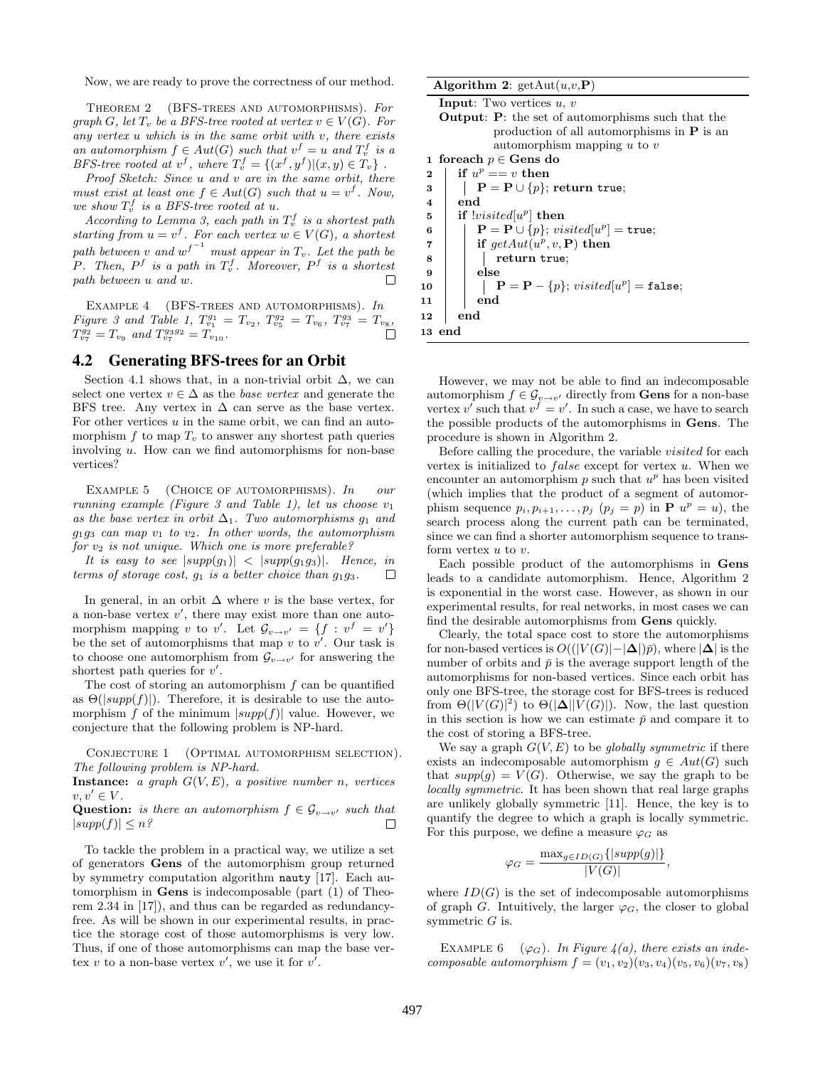Now, we are ready to prove the correctness of our method.

Theorem 2 (BFS-trees and automorphisms). *For graph $G$, let $T_v$ be a BFS-tree rooted at vertex $v \in V(G)$. For any vertex $u$ which is in the same orbit with $v$, there exists an automorphism $f \in Aut(G)$ such that $v^f = u$ and $T_v^f$ is a BFS-tree rooted at $v^f$, where $T_v^f = \{(x^f, y^f)|(x, y) \in T_v\}$ .*

*Proof Sketch: Since $u$ and $v$ are in the same orbit, there must exist at least one $f \in Aut(G)$ such that $u = v^f$. Now, we show $T_v^f$ is a BFS-tree rooted at $u$.*

*According to Lemma 3, each path in $T_v^f$ is a shortest path starting from $u = v^f$. For each vertex $w \in V(G)$, a shortest path between $v$ and $w^{f^{-1}}$ must appear in $T_v$. Let the path be $P$. Then, $P^f$ is a path in $T_v^f$. Moreover, $P^f$ is a shortest path between $u$ and $w$.* □

Example 4 (BFS-trees and automorphisms). *In Figure 3 and Table 1, $T_{v_1}^{g_1} = T_{v_2}$, $T_{v_5}^{g_2} = T_{v_6}$, $T_{v_7}^{g_3} = T_{v_8}$, $T_{v_7}^{g_2} = T_{v_9}$ and $T_{v_7}^{g_3 g_2} = T_{v_{10}}$.* □

## 4.2 Generating BFS-trees for an Orbit

Section 4.1 shows that, in a non-trivial orbit $\Delta$, we can select one vertex $v \in \Delta$ as the *base vertex* and generate the BFS tree. Any vertex in $\Delta$ can serve as the base vertex. For other vertices $u$ in the same orbit, we can find an automorphism $f$ to map $T_v$ to answer any shortest path queries involving $u$. How can we find automorphisms for non-base vertices?

Example 5 (Choice of automorphisms). *In our running example (Figure 3 and Table 1), let us choose $v_1$ as the base vertex in orbit $\Delta_1$. Two automorphisms $g_1$ and $g_1 g_3$ can map $v_1$ to $v_2$. In other words, the automorphism for $v_2$ is not unique. Which one is more preferable?*

*It is easy to see $|supp(g_1)| < |supp(g_1 g_3)|$. Hence, in terms of storage cost, $g_1$ is a better choice than $g_1 g_3$.* □

In general, in an orbit $\Delta$ where $v$ is the base vertex, for a non-base vertex $v'$, there may exist more than one automorphism mapping $v$ to $v'$. Let $\mathcal{G}_{v \to v'} = \{f : v^f = v'\}$ be the set of automorphisms that map $v$ to $v'$. Our task is to choose one automorphism from $\mathcal{G}_{v \to v'}$ for answering the shortest path queries for $v'$.

The cost of storing an automorphism $f$ can be quantified as $\Theta(|supp(f)|)$. Therefore, it is desirable to use the automorphism $f$ of the minimum $|supp(f)|$ value. However, we conjecture that the following problem is NP-hard.

Conjecture 1 (Optimal automorphism selection). *The following problem is NP-hard.*

**Instance:** *a graph $G(V, E)$, a positive number $n$, vertices $v, v' \in V$.*

**Question:** *is there an automorphism $f \in \mathcal{G}_{v \to v'}$ such that $|supp(f)| \leq n$?* □

To tackle the problem in a practical way, we utilize a set of generators **Gens** of the automorphism group returned by symmetry computation algorithm `nauty` [17]. Each automorphism in **Gens** is indecomposable (part (1) of Theorem 2.34 in [17]), and thus can be regarded as redundancy-free. As will be shown in our experimental results, in practice the storage cost of those automorphisms is very low. Thus, if one of those automorphisms can map the base vertex $v$ to a non-base vertex $v'$, we use it for $v'$.

**Algorithm 2**: getAut($u$,$v$,**P**)

**Input**: Two vertices $u$, $v$
**Output**: **P**: the set of automorphisms such that the production of all automorphisms in **P** is an automorphism mapping $u$ to $v$

```
1  foreach p ∈ Gens do
2      if u^p == v then
3          P = P ∪ {p}; return true;
4      end
5      if !visited[u^p] then
6          P = P ∪ {p}; visited[u^p] = true;
7          if getAut(u^p, v, P) then
8              return true;
9          else
10             P = P − {p}; visited[u^p] = false;
11         end
12     end
13 end
```

However, we may not be able to find an indecomposable automorphism $f \in \mathcal{G}_{v \to v'}$ directly from **Gens** for a non-base vertex $v'$ such that $v^f = v'$. In such a case, we have to search the possible products of the automorphisms in **Gens**. The procedure is shown in Algorithm 2.

Before calling the procedure, the variable *visited* for each vertex is initialized to *false* except for vertex $u$. When we encounter an automorphism $p$ such that $u^p$ has been visited (which implies that the product of a segment of automorphism sequence $p_i, p_{i+1}, \ldots, p_j$ ($p_j = p$) in **P** $u^p = u$), the search process along the current path can be terminated, since we can find a shorter automorphism sequence to transform vertex $u$ to $v$.

Each possible product of the automorphisms in **Gens** leads to a candidate automorphism. Hence, Algorithm 2 is exponential in the worst case. However, as shown in our experimental results, for real networks, in most cases we can find the desirable automorphisms from **Gens** quickly.

Clearly, the total space cost to store the automorphisms for non-based vertices is $O((|V(G)| - |\mathbf{\Delta}|)\bar{p})$, where $|\mathbf{\Delta}|$ is the number of orbits and $\bar{p}$ is the average support length of the automorphisms for non-based vertices. Since each orbit has only one BFS-tree, the storage cost for BFS-trees is reduced from $\Theta(|V(G)|^2)$ to $\Theta(|\mathbf{\Delta}||V(G)|)$. Now, the last question in this section is how we can estimate $\bar{p}$ and compare it to the cost of storing a BFS-tree.

We say a graph $G(V, E)$ to be *globally symmetric* if there exists an indecomposable automorphism $g \in Aut(G)$ such that $supp(g) = V(G)$. Otherwise, we say the graph to be *locally symmetric*. It has been shown that real large graphs are unlikely globally symmetric [11]. Hence, the key is to quantify the degree to which a graph is locally symmetric. For this purpose, we define a measure $\varphi_G$ as

$$\varphi_G = \frac{\max_{g \in ID(G)}\{|supp(g)|\}}{|V(G)|},$$

where $ID(G)$ is the set of indecomposable automorphisms of graph $G$. Intuitively, the larger $\varphi_G$, the closer to global symmetric $G$ is.

Example 6 ($\varphi_G$). *In Figure 4(a), there exists an indecomposable automorphism $f = (v_1, v_2)(v_3, v_4)(v_5, v_6)(v_7, v_8)$*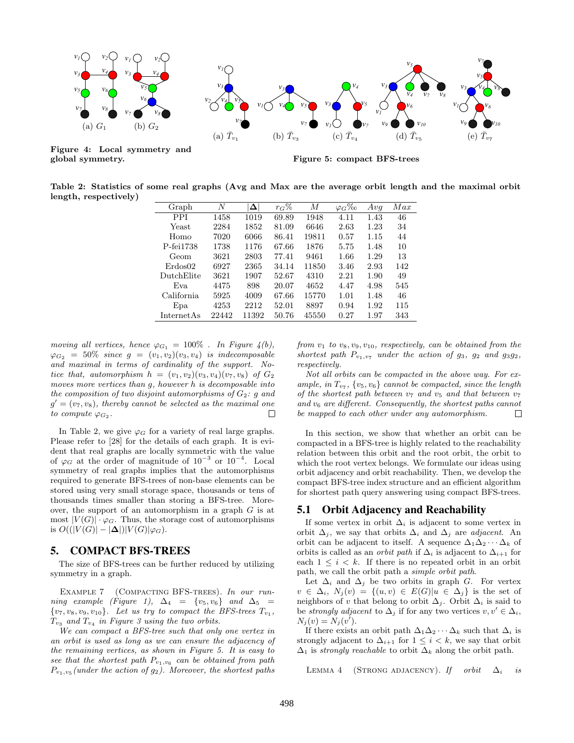(a) $G_1$ (b) $G_2$

**Figure 4: Local symmetry and global symmetry.**

(a) $\bar{T}_{v_1}$ (b) $\bar{T}_{v_3}$ (c) $\bar{T}_{v_4}$ (d) $\bar{T}_{v_5}$ (e) $\bar{T}_{v_7}$

**Figure 5: compact BFS-trees**

**Table 2: Statistics of some real graphs (Avg and Max are the average orbit length and the maximal orbit length, respectively)**

| Graph | $N$ | $\|\mathbf{\Delta}\|$ | $r_G\%$ | $M$ | $\varphi_G‰$ | $Avg$ | $Max$ |
|---|---|---|---|---|---|---|---|
| PPI | 1458 | 1019 | 69.89 | 1948 | 4.11 | 1.43 | 46 |
| Yeast | 2284 | 1852 | 81.09 | 6646 | 2.63 | 1.23 | 34 |
| Homo | 7020 | 6066 | 86.41 | 19811 | 0.57 | 1.15 | 44 |
| P-fei1738 | 1738 | 1176 | 67.66 | 1876 | 5.75 | 1.48 | 10 |
| Geom | 3621 | 2803 | 77.41 | 9461 | 1.66 | 1.29 | 13 |
| Erdos02 | 6927 | 2365 | 34.14 | 11850 | 3.46 | 2.93 | 142 |
| DutchElite | 3621 | 1907 | 52.67 | 4310 | 2.21 | 1.90 | 49 |
| Eva | 4475 | 898 | 20.07 | 4652 | 4.47 | 4.98 | 545 |
| California | 5925 | 4009 | 67.66 | 15770 | 1.01 | 1.48 | 46 |
| Epa | 4253 | 2212 | 52.01 | 8897 | 0.94 | 1.92 | 115 |
| InternetAs | 22442 | 11392 | 50.76 | 45550 | 0.27 | 1.97 | 343 |

*moving all vertices, hence $\varphi_{G_1} = 100\%$ . In Figure 4(b), $\varphi_{G_2} = 50\%$ since $g = (v_1, v_2)(v_3, v_4)$ is indecomposable and maximal in terms of cardinality of the support. Notice that, automorphism $h = (v_1, v_2)(v_3, v_4)(v_7, v_8)$ of $G_2$ moves more vertices than $g$, however $h$ is decomposable into the composition of two disjoint automorphisms of $G_2$: $g$ and $g' = (v_7, v_8)$, thereby cannot be selected as the maximal one to compute $\varphi_{G_2}$.* □

In Table 2, we give $\varphi_G$ for a variety of real large graphs. Please refer to [28] for the details of each graph. It is evident that real graphs are locally symmetric with the value of $\varphi_G$ at the order of magnitude of $10^{-3}$ or $10^{-4}$. Local symmetry of real graphs implies that the automorphisms required to generate BFS-trees of non-base elements can be stored using very small storage space, thousands or tens of thousands times smaller than storing a BFS-tree. Moreover, the support of an automorphism in a graph $G$ is at most $|V(G)| \cdot \varphi_G$. Thus, the storage cost of automorphisms is $O((|V(G)| - |\mathbf{\Delta}|)|V(G)|\varphi_G)$.

## 5. COMPACT BFS-TREES

The size of BFS-trees can be further reduced by utilizing symmetry in a graph.

Example 7 (Compacting BFS-trees). *In our running example (Figure 1), $\Delta_4 = \{v_5, v_6\}$ and $\Delta_5 = \{v_7, v_8, v_9, v_{10}\}$. Let us try to compact the BFS-trees $T_{v_1}$, $T_{v_3}$ and $T_{v_4}$ in Figure 3 using the two orbits.*

*We can compact a BFS-tree such that only one vertex in an orbit is used as long as we can ensure the adjacency of the remaining vertices, as shown in Figure 5. It is easy to see that the shortest path $P_{v_1,v_6}$ can be obtained from path $P_{v_1,v_5}$ (under the action of $g_2$). Moreover, the shortest paths from $v_1$ to $v_8, v_9, v_{10}$, respectively, can be obtained from the shortest path $P_{v_1,v_7}$ under the action of $g_3$, $g_2$ and $g_3g_2$, respectively.*

*Not all orbits can be compacted in the above way. For example, in $T_{v_7}$, $\{v_5, v_6\}$ cannot be compacted, since the length of the shortest path between $v_7$ and $v_5$ and that between $v_7$ and $v_6$ are different. Consequently, the shortest paths cannot be mapped to each other under any automorphism.* □

In this section, we show that whether an orbit can be compacted in a BFS-tree is highly related to the reachability relation between this orbit and the root orbit, the orbit to which the root vertex belongs. We formulate our ideas using orbit adjacency and orbit reachability. Then, we develop the compact BFS-tree index structure and an efficient algorithm for shortest path query answering using compact BFS-trees.

### 5.1 Orbit Adjacency and Reachability

If some vertex in orbit $\Delta_i$ is adjacent to some vertex in orbit $\Delta_j$, we say that orbits $\Delta_i$ and $\Delta_j$ are *adjacent*. An orbit can be adjacent to itself. A sequence $\Delta_1\Delta_2 \cdots \Delta_k$ of orbits is called as an *orbit path* if $\Delta_i$ is adjacent to $\Delta_{i+1}$ for each $1 \leq i < k$. If there is no repeated orbit in an orbit path, we call the orbit path a *simple orbit path*.

Let $\Delta_i$ and $\Delta_j$ be two orbits in graph $G$. For vertex $v \in \Delta_i$, $N_j(v) = \{(u, v) \in E(G) | u \in \Delta_j\}$ is the set of neighbors of $v$ that belong to orbit $\Delta_j$. Orbit $\Delta_i$ is said to be *strongly adjacent* to $\Delta_j$ if for any two vertices $v, v' \in \Delta_i$, $N_j(v) = N_j(v')$.

If there exists an orbit path $\Delta_1\Delta_2 \cdots \Delta_k$ such that $\Delta_i$ is strongly adjacent to $\Delta_{i+1}$ for $1 \leq i < k$, we say that orbit $\Delta_1$ is *strongly reachable* to orbit $\Delta_k$ along the orbit path.

Lemma 4 (Strong adjacency). *If orbit $\Delta_i$ is*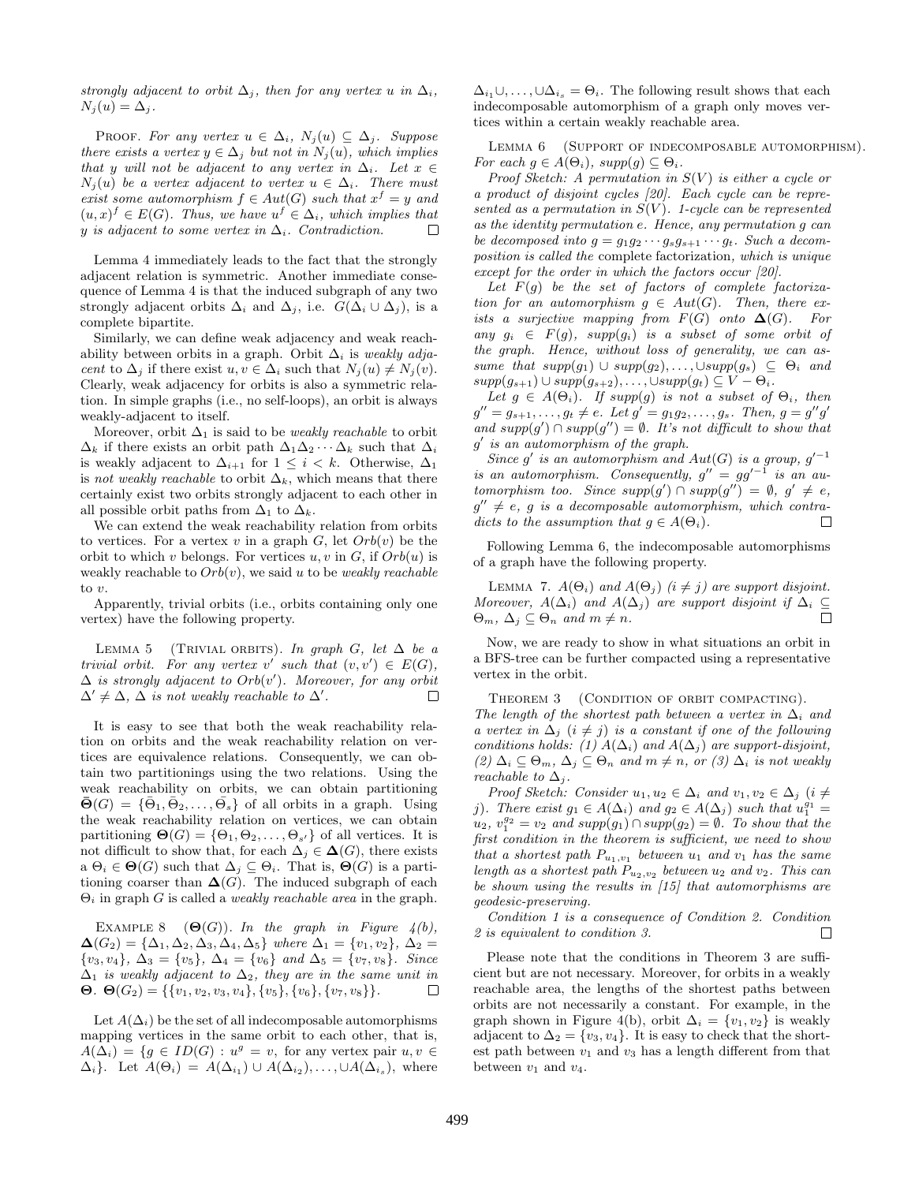*strongly adjacent to orbit $\Delta_j$, then for any vertex u in $\Delta_i$, $N_j(u) = \Delta_j$.*

PROOF. *For any vertex $u \in \Delta_i$, $N_j(u) \subseteq \Delta_j$. Suppose there exists a vertex $y \in \Delta_j$ but not in $N_j(u)$, which implies that y will not be adjacent to any vertex in $\Delta_i$. Let $x \in N_j(u)$ be a vertex adjacent to vertex $u \in \Delta_i$. There must exist some automorphism $f \in Aut(G)$ such that $x^f = y$ and $(u, x)^f \in E(G)$. Thus, we have $u^f \in \Delta_i$, which implies that y is adjacent to some vertex in $\Delta_i$. Contradiction.* □

Lemma 4 immediately leads to the fact that the strongly adjacent relation is symmetric. Another immediate consequence of Lemma 4 is that the induced subgraph of any two strongly adjacent orbits $\Delta_i$ and $\Delta_j$, i.e. $G(\Delta_i \cup \Delta_j)$, is a complete bipartite.

Similarly, we can define weak adjacency and weak reachability between orbits in a graph. Orbit $\Delta_i$ is *weakly adjacent* to $\Delta_j$ if there exist $u, v \in \Delta_i$ such that $N_j(u) \neq N_j(v)$. Clearly, weak adjacency for orbits is also a symmetric relation. In simple graphs (i.e., no self-loops), an orbit is always weakly-adjacent to itself.

Moreover, orbit $\Delta_1$ is said to be *weakly reachable* to orbit $\Delta_k$ if there exists an orbit path $\Delta_1\Delta_2 \cdots \Delta_k$ such that $\Delta_i$ is weakly adjacent to $\Delta_{i+1}$ for $1 \leq i < k$. Otherwise, $\Delta_1$ is *not weakly reachable* to orbit $\Delta_k$, which means that there certainly exist two orbits strongly adjacent to each other in all possible orbit paths from $\Delta_1$ to $\Delta_k$.

We can extend the weak reachability relation from orbits to vertices. For a vertex v in a graph G, let $Orb(v)$ be the orbit to which v belongs. For vertices $u, v$ in G, if $Orb(u)$ is weakly reachable to $Orb(v)$, we said u to be *weakly reachable* to v.

Apparently, trivial orbits (i.e., orbits containing only one vertex) have the following property.

LEMMA 5 (TRIVIAL ORBITS). *In graph G, let $\Delta$ be a trivial orbit. For any vertex $v'$ such that $(v, v') \in E(G)$, $\Delta$ is strongly adjacent to $Orb(v')$. Moreover, for any orbit $\Delta' \neq \Delta$, $\Delta$ is not weakly reachable to $\Delta'$.* □

It is easy to see that both the weak reachability relation on orbits and the weak reachability relation on vertices are equivalence relations. Consequently, we can obtain two partitionings using the two relations. Using the weak reachability on orbits, we can obtain partitioning $\bar{\mathbf{\Theta}}(G) = \{\bar{\Theta}_1, \bar{\Theta}_2, \ldots, \bar{\Theta}_s\}$ of all orbits in a graph. Using the weak reachability relation on vertices, we can obtain partitioning $\mathbf{\Theta}(G) = \{\Theta_1, \Theta_2, \ldots, \Theta_{s'}\}$ of all vertices. It is not difficult to show that, for each $\Delta_j \in \mathbf{\Delta}(G)$, there exists a $\Theta_i \in \mathbf{\Theta}(G)$ such that $\Delta_j \subseteq \Theta_i$. That is, $\mathbf{\Theta}(G)$ is a partitioning coarser than $\mathbf{\Delta}(G)$. The induced subgraph of each $\Theta_i$ in graph G is called a *weakly reachable area* in the graph.

EXAMPLE 8 ($\mathbf{\Theta}(G)$). *In the graph in Figure 4(b), $\mathbf{\Delta}(G_2) = \{\Delta_1, \Delta_2, \Delta_3, \Delta_4, \Delta_5\}$ where $\Delta_1 = \{v_1, v_2\}$, $\Delta_2 = \{v_3, v_4\}$, $\Delta_3 = \{v_5\}$, $\Delta_4 = \{v_6\}$ and $\Delta_5 = \{v_7, v_8\}$. Since $\Delta_1$ is weakly adjacent to $\Delta_2$, they are in the same unit in $\mathbf{\Theta}$. $\mathbf{\Theta}(G_2) = \{\{v_1, v_2, v_3, v_4\}, \{v_5\}, \{v_6\}, \{v_7, v_8\}\}$.* □

Let $A(\Delta_i)$ be the set of all indecomposable automorphisms mapping vertices in the same orbit to each other, that is, $A(\Delta_i) = \{g \in ID(G) : u^g = v$, for any vertex pair $u, v \in \Delta_i\}$. Let $A(\Theta_i) = A(\Delta_{i_1}) \cup A(\Delta_{i_2}), \ldots, \cup A(\Delta_{i_s})$, where $\Delta_{i_1} \cup, \ldots, \cup \Delta_{i_s} = \Theta_i$. The following result shows that each indecomposable automorphism of a graph only moves vertices within a certain weakly reachable area.

LEMMA 6 (SUPPORT OF INDECOMPOSABLE AUTOMORPHISM). *For each $g \in A(\Theta_i)$, $supp(g) \subseteq \Theta_i$.*

*Proof Sketch: A permutation in $S(V)$ is either a cycle or a product of disjoint cycles [20]. Each cycle can be represented as a permutation in $S(V)$. 1-cycle can be represented as the identity permutation e. Hence, any permutation g can be decomposed into $g = g_1 g_2 \cdots g_s g_{s+1} \cdots g_t$. Such a decomposition is called the* complete factorization*, which is unique except for the order in which the factors occur [20].*

*Let $F(g)$ be the set of factors of complete factorization for an automorphism $g \in Aut(G)$. Then, there exists a surjective mapping from $F(G)$ onto $\mathbf{\Delta}(G)$. For any $g_i \in F(g)$, $supp(g_i)$ is a subset of some orbit of the graph. Hence, without loss of generality, we can assume that $supp(g_1) \cup supp(g_2), \ldots, \cup supp(g_s) \subseteq \Theta_i$ and $supp(g_{s+1}) \cup supp(g_{s+2}), \ldots, \cup supp(g_t) \subseteq V - \Theta_i$.*

*Let $g \in A(\Theta_i)$. If $supp(g)$ is not a subset of $\Theta_i$, then $g'' = g_{s+1}, \ldots, g_t \neq e$. Let $g' = g_1 g_2, \ldots, g_s$. Then, $g = g'' g'$ and $supp(g') \cap supp(g'') = \emptyset$. It's not difficult to show that $g'$ is an automorphism of the graph.*

*Since $g'$ is an automorphism and $Aut(G)$ is a group, $g'^{-1}$ is an automorphism. Consequently, $g'' = g g'^{-1}$ is an automorphism too. Since $supp(g') \cap supp(g'') = \emptyset$, $g' \neq e$, $g'' \neq e$, g is a decomposable automorphism, which contradicts to the assumption that $g \in A(\Theta_i)$.* □

Following Lemma 6, the indecomposable automorphisms of a graph have the following property.

LEMMA 7. *$A(\Theta_i)$ and $A(\Theta_j)$ $(i \neq j)$ are support disjoint. Moreover, $A(\Delta_i)$ and $A(\Delta_j)$ are support disjoint if $\Delta_i \subseteq \Theta_m$, $\Delta_j \subseteq \Theta_n$ and $m \neq n$.* □

Now, we are ready to show in what situations an orbit in a BFS-tree can be further compacted using a representative vertex in the orbit.

THEOREM 3 (CONDITION OF ORBIT COMPACTING). *The length of the shortest path between a vertex in $\Delta_i$ and a vertex in $\Delta_j$ $(i \neq j)$ is a constant if one of the following conditions holds: (1) $A(\Delta_i)$ and $A(\Delta_j)$ are support-disjoint, (2) $\Delta_i \subseteq \Theta_m$, $\Delta_j \subseteq \Theta_n$ and $m \neq n$, or (3) $\Delta_i$ is not weakly reachable to $\Delta_j$.*

*Proof Sketch: Consider $u_1, u_2 \in \Delta_i$ and $v_1, v_2 \in \Delta_j$ $(i \neq j)$. There exist $g_1 \in A(\Delta_i)$ and $g_2 \in A(\Delta_j)$ such that $u_1^{g_1} = u_2$, $v_1^{g_2} = v_2$ and $supp(g_1) \cap supp(g_2) = \emptyset$. To show that the first condition in the theorem is sufficient, we need to show that a shortest path $P_{u_1,v_1}$ between $u_1$ and $v_1$ has the same length as a shortest path $P_{u_2,v_2}$ between $u_2$ and $v_2$. This can be shown using the results in [15] that automorphisms are geodesic-preserving.*

*Condition 1 is a consequence of Condition 2. Condition 2 is equivalent to condition 3.* □

Please note that the conditions in Theorem 3 are sufficient but are not necessary. Moreover, for orbits in a weakly reachable area, the lengths of the shortest paths between orbits are not necessarily a constant. For example, in the graph shown in Figure 4(b), orbit $\Delta_i = \{v_1, v_2\}$ is weakly adjacent to $\Delta_2 = \{v_3, v_4\}$. It is easy to check that the shortest path between $v_1$ and $v_3$ has a length different from that between $v_1$ and $v_4$.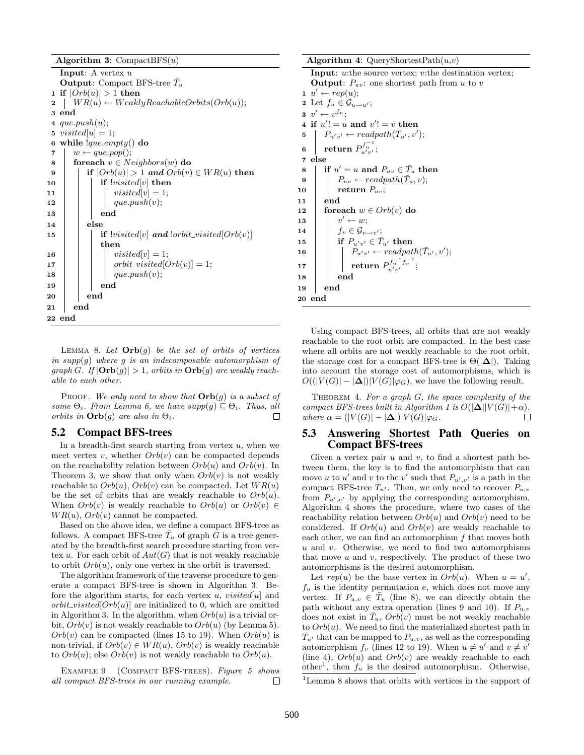**Algorithm 3**: CompactBFS($u$)

```
Input: A vertex u
Output: Compact BFS-tree T̄_u
1  if |Orb(u)| > 1 then
2  |  WR(u) ← WeaklyReachableOrbits(Orb(u));
3  end
4  que.push(u);
5  visited[u] = 1;
6  while !que.empty() do
7  |  w ← que.pop();
8  |  foreach v ∈ Neighbors(w) do
9  |  |  if |Orb(u)| > 1 and Orb(v) ∈ WR(u) then
10 |  |  |  if !visited[v] then
11 |  |  |  |  visited[v] = 1;
12 |  |  |  |  que.push(v);
13 |  |  |  end
14 |  |  else
15 |  |  |  if !visited[v] and !orbit_visited[Orb(v)]
   |  |  |  then
16 |  |  |  |  visited[v] = 1;
17 |  |  |  |  orbit_visited[Orb(v)] = 1;
18 |  |  |  |  que.push(v);
19 |  |  |  end
20 |  |  end
21 |  end
22 end
```

Lemma 8. *Let* $\mathbf{Orb}(g)$ *be the set of orbits of vertices in* $supp(g)$ *where* $g$ *is an indecomposable automorphism of graph* $G$. *If* $|\mathbf{Orb}(g)| > 1$, *orbits in* $\mathbf{Orb}(g)$ *are weakly reachable to each other.*

Proof. *We only need to show that* $\mathbf{Orb}(g)$ *is a subset of some* $\Theta_i$. *From Lemma 6, we have* $supp(g) \subseteq \Theta_i$. *Thus, all orbits in* $\mathbf{Orb}(g)$ *are also in* $\Theta_i$. □

## 5.2 Compact BFS-trees

In a breadth-first search starting from vertex $u$, when we meet vertex $v$, whether $Orb(v)$ can be compacted depends on the reachability relation between $Orb(u)$ and $Orb(v)$. In Theorem 3, we show that only when $Orb(v)$ is not weakly reachable to $Orb(u)$, $Orb(v)$ can be compacted. Let $WR(u)$ be the set of orbits that are weakly reachable to $Orb(u)$. When $Orb(v)$ is weakly reachable to $Orb(u)$ or $Orb(v) \in WR(u)$, $Orb(v)$ cannot be compacted.

Based on the above idea, we define a compact BFS-tree as follows. A compact BFS-tree $\bar{T}_u$ of graph $G$ is a tree generated by the breadth-first search procedure starting from vertex $u$. For each orbit of $Aut(G)$ that is not weakly reachable to orbit $Orb(u)$, only one vertex in the orbit is traversed.

The algorithm framework of the traverse procedure to generate a compact BFS-tree is shown in Algorithm 3. Before the algorithm starts, for each vertex $u$, $visited[u]$ and $orbit\_visited[Orb(u)]$ are initialized to 0, which are omitted in Algorithm 3. In the algorithm, when $Orb(u)$ is a trivial orbit, $Orb(v)$ is not weakly reachable to $Orb(u)$ (by Lemma 5). $Orb(v)$ can be compacted (lines 15 to 19). When $Orb(u)$ is non-trivial, if $Orb(v) \in WR(u)$, $Orb(v)$ is weakly reachable to $Orb(u)$; else $Orb(v)$ is not weakly reachable to $Orb(u)$.

Example 9 (Compact BFS-trees). *Figure 5 shows all compact BFS-trees in our running example.* □

**Algorithm 4**: QueryShortestPath($u$,$v$)

```
Input: u:the source vertex; v:the destination vertex;
Output: P_uv: one shortest path from u to v
1  u' ← rep(u);
2  Let f_u ∈ G_{u→u'};
3  v' ← v^{f_u};
4  if u'!= u and v'!= v then
5  |  P_{u'v'} ← readpath(T̄_{u'}, v');
6  |  return P_{u'v'}^{f_u^{-1}};
7  else
8  |  if u' = u and P_uv ∈ T̄_u then
9  |  |  P_uv ← readpath(T̄_u, v);
10 |  |  return P_uv;
11 |  end
12 |  foreach w ∈ Orb(v) do
13 |  |  v' ← w;
14 |  |  f_v ∈ G_{v→v'};
15 |  |  if P_{u'v'} ∈ T̄_{u'} then
16 |  |  |  P_{u'v'} ← readpath(T̄_{u'}, v');
17 |  |  |  return P_{u'v'}^{f_u^{-1} f_v^{-1}};
18 |  |  end
19 |  end
20 end
```

Using compact BFS-trees, all orbits that are not weakly reachable to the root orbit are compacted. In the best case where all orbits are not weakly reachable to the root orbit, the storage cost for a compact BFS-tree is $\Theta(|\mathbf{\Delta}|)$. Taking into account the storage cost of automorphisms, which is $O((|V(G)| - |\mathbf{\Delta}|)|V(G)|\varphi_G)$, we have the following result.

Theorem 4. *For a graph* $G$, *the space complexity of the compact BFS-trees built in Algorithm 1 is* $O(|\mathbf{\Delta}||V(G)| + \alpha)$, *where* $\alpha = (|V(G)| - |\mathbf{\Delta}|)|V(G)|\varphi_G$. □

## 5.3 Answering Shortest Path Queries on Compact BFS-trees

Given a vertex pair $u$ and $v$, to find a shortest path between them, the key is to find the automorphism that can move $u$ to $u'$ and $v$ to the $v'$ such that $P_{u',v'}$ is a path in the compact BFS-tree $\bar{T}_{u'}$. Then, we only need to recover $P_{u,v}$ from $P_{u',v'}$ by applying the corresponding automorphism. Algorithm 4 shows the procedure, where two cases of the reachability relation between $Orb(u)$ and $Orb(v)$ need to be considered. If $Orb(u)$ and $Orb(v)$ are weakly reachable to each other, we can find an automorphism $f$ that moves both $u$ and $v$. Otherwise, we need to find two automorphisms that move $u$ and $v$, respectively. The product of these two automorphisms is the desired automorphism.

Let $rep(u)$ be the base vertex in $Orb(u)$. When $u = u'$, $f_u$ is the identity permutation $e$, which does not move any vertex. If $P_{u,v} \in \bar{T}_u$ (line 8), we can directly obtain the path without any extra operation (lines 9 and 10). If $P_{u,v}$ does not exist in $\bar{T}_u$, $Orb(v)$ must be not weakly reachable to $Orb(u)$. We need to find the materialized shortest path in $\bar{T}_{u'}$ that can be mapped to $P_{u,v}$, as well as the corresponding automorphism $f_v$ (lines 12 to 19). When $u \neq u'$ and $v \neq v'$ (line 4), $Orb(u)$ and $Orb(v)$ are weakly reachable to each other[1], then $f_u$ is the desired automorphism. Otherwise,

[1]Lemma 8 shows that orbits with vertices in the support of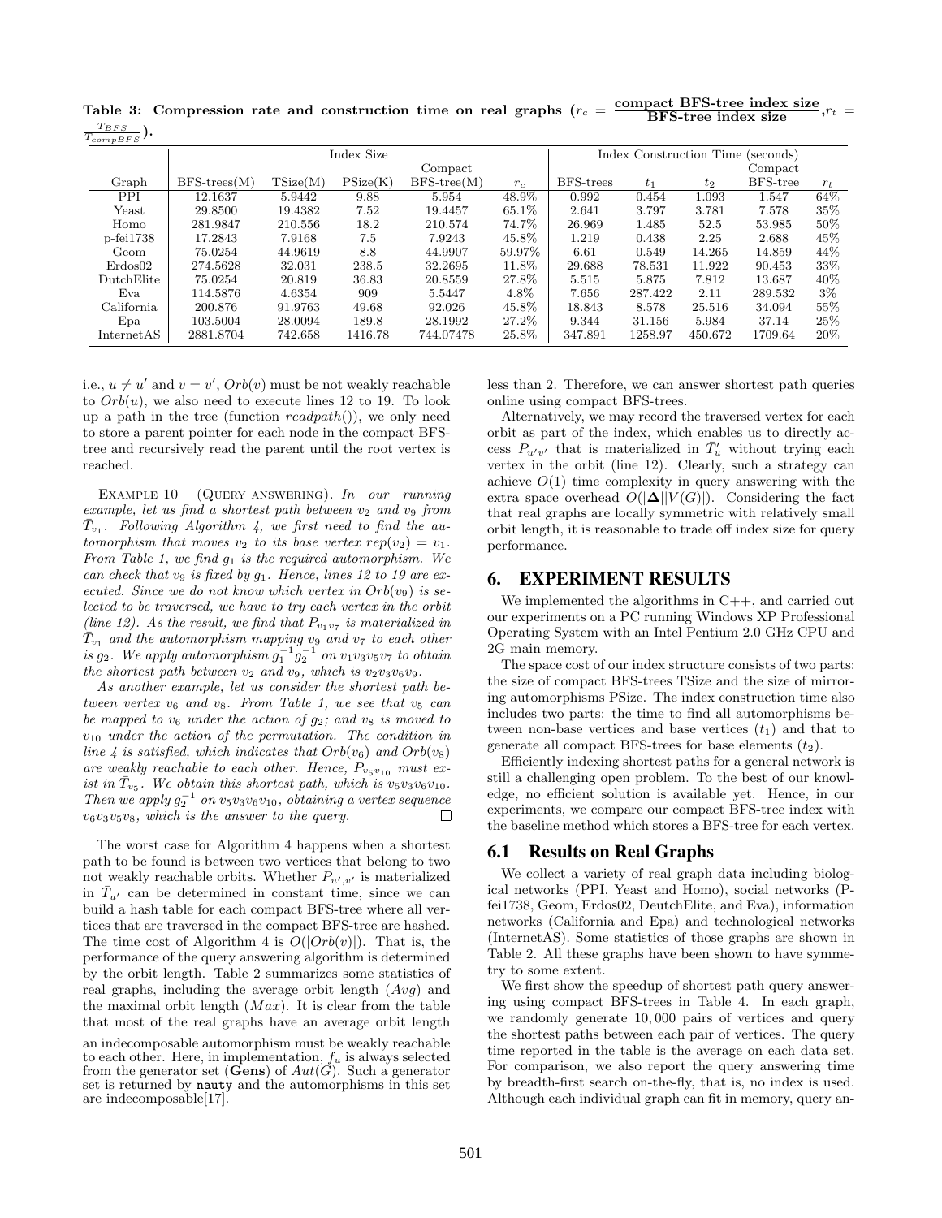Table 3: Compression rate and construction time on real graphs ($r_c = \frac{\textbf{compact BFS-tree index size}}{\textbf{BFS-tree index size}}$, $r_t = \frac{T_{BFS}}{T_{compBFS}}$).

| | Index Size | | | | | Index Construction Time (seconds) | | | | |
|---|---|---|---|---|---|---|---|---|---|---|
| Graph | BFS-trees(M) | TSize(M) | PSize(K) | Compact BFS-tree(M) | $r_c$ | BFS-trees | $t_1$ | $t_2$ | Compact BFS-tree | $r_t$ |
| PPI | 12.1637 | 5.9442 | 9.88 | 5.954 | 48.9% | 0.992 | 0.454 | 1.093 | 1.547 | 64% |
| Yeast | 29.8500 | 19.4382 | 7.52 | 19.4457 | 65.1% | 2.641 | 3.797 | 3.781 | 7.578 | 35% |
| Homo | 281.9847 | 210.556 | 18.2 | 210.574 | 74.7% | 26.969 | 1.485 | 52.5 | 53.985 | 50% |
| p-fei1738 | 17.2843 | 7.9168 | 7.5 | 7.9243 | 45.8% | 1.219 | 0.438 | 2.25 | 2.688 | 45% |
| Geom | 75.0254 | 44.9619 | 8.8 | 44.9907 | 59.97% | 6.61 | 0.549 | 14.265 | 14.859 | 44% |
| Erdos02 | 274.5628 | 32.031 | 238.5 | 32.2695 | 11.8% | 29.688 | 78.531 | 11.922 | 90.453 | 33% |
| DutchElite | 75.0254 | 20.819 | 36.83 | 20.8559 | 27.8% | 5.515 | 5.875 | 7.812 | 13.687 | 40% |
| Eva | 114.5876 | 4.6354 | 909 | 5.5447 | 4.8% | 7.656 | 287.422 | 2.11 | 289.532 | 3% |
| California | 200.876 | 91.9763 | 49.68 | 92.026 | 45.8% | 18.843 | 8.578 | 25.516 | 34.094 | 55% |
| Epa | 103.5004 | 28.0094 | 189.8 | 28.1992 | 27.2% | 9.344 | 31.156 | 5.984 | 37.14 | 25% |
| InternetAS | 2881.8704 | 742.658 | 1416.78 | 744.07478 | 25.8% | 347.891 | 1258.97 | 450.672 | 1709.64 | 20% |

i.e., $u \neq u'$ and $v = v'$, $Orb(v)$ must be not weakly reachable to $Orb(u)$, we also need to execute lines 12 to 19. To look up a path in the tree (function *readpath*()), we only need to store a parent pointer for each node in the compact BFS-tree and recursively read the parent until the root vertex is reached.

EXAMPLE 10 (QUERY ANSWERING). *In our running example, let us find a shortest path between $v_2$ and $v_9$ from $\bar{T}_{v_1}$. Following Algorithm 4, we first need to find the automorphism that moves $v_2$ to its base vertex $rep(v_2) = v_1$. From Table 1, we find $g_1$ is the required automorphism. We can check that $v_9$ is fixed by $g_1$. Hence, lines 12 to 19 are executed. Since we do not know which vertex in $Orb(v_9)$ is selected to be traversed, we have to try each vertex in the orbit (line 12). As the result, we find that $P_{v_1v_7}$ is materialized in $\bar{T}_{v_1}$ and the automorphism mapping $v_9$ and $v_7$ to each other is $g_2$. We apply automorphism $g_1^{-1}g_2^{-1}$ on $v_1v_3v_5v_7$ to obtain the shortest path between $v_2$ and $v_9$, which is $v_2v_3v_6v_9$.*

*As another example, let us consider the shortest path between vertex $v_6$ and $v_8$. From Table 1, we see that $v_5$ can be mapped to $v_6$ under the action of $g_2$; and $v_8$ is moved to $v_{10}$ under the action of the permutation. The condition in line 4 is satisfied, which indicates that $Orb(v_6)$ and $Orb(v_8)$ are weakly reachable to each other. Hence, $P_{v_5v_{10}}$ must exist in $\bar{T}_{v_5}$. We obtain this shortest path, which is $v_5v_3v_6v_{10}$. Then we apply $g_2^{-1}$ on $v_5v_3v_6v_{10}$, obtaining a vertex sequence $v_6v_3v_5v_8$, which is the answer to the query.* □

The worst case for Algorithm 4 happens when a shortest path to be found is between two vertices that belong to two not weakly reachable orbits. Whether $P_{u',v'}$ is materialized in $\bar{T}_{u'}$ can be determined in constant time, since we can build a hash table for each compact BFS-tree where all vertices that are traversed in the compact BFS-tree are hashed. The time cost of Algorithm 4 is $O(|Orb(v)|)$. That is, the performance of the query answering algorithm is determined by the orbit length. Table 2 summarizes some statistics of real graphs, including the average orbit length ($Avg$) and the maximal orbit length ($Max$). It is clear from the table that most of the real graphs have an average orbit length less than 2. Therefore, we can answer shortest path queries online using compact BFS-trees.

an indecomposable automorphism must be weakly reachable to each other. Here, in implementation, $f_u$ is always selected from the generator set (**Gens**) of $Aut(G)$. Such a generator set is returned by `nauty` and the automorphisms in this set are indecomposable[17].

Alternatively, we may record the traversed vertex for each orbit as part of the index, which enables us to directly access $P_{u'v'}$ that is materialized in $\bar{T}'_u$ without trying each vertex in the orbit (line 12). Clearly, such a strategy can achieve $O(1)$ time complexity in query answering with the extra space overhead $O(|\mathbf{\Delta}||V(G)|)$. Considering the fact that real graphs are locally symmetric with relatively small orbit length, it is reasonable to trade off index size for query performance.

## 6. EXPERIMENT RESULTS

We implemented the algorithms in C++, and carried out our experiments on a PC running Windows XP Professional Operating System with an Intel Pentium 2.0 GHz CPU and 2G main memory.

The space cost of our index structure consists of two parts: the size of compact BFS-trees TSize and the size of mirroring automorphisms PSize. The index construction time also includes two parts: the time to find all automorphisms between non-base vertices and base vertices ($t_1$) and that to generate all compact BFS-trees for base elements ($t_2$).

Efficiently indexing shortest paths for a general network is still a challenging open problem. To the best of our knowledge, no efficient solution is available yet. Hence, in our experiments, we compare our compact BFS-tree index with the baseline method which stores a BFS-tree for each vertex.

### 6.1 Results on Real Graphs

We collect a variety of real graph data including biological networks (PPI, Yeast and Homo), social networks (P-fei1738, Geom, Erdos02, DeutchElite, and Eva), information networks (California and Epa) and technological networks (InternetAS). Some statistics of those graphs are shown in Table 2. All these graphs have been shown to have symmetry to some extent.

We first show the speedup of shortest path query answering using compact BFS-trees in Table 4. In each graph, we randomly generate 10,000 pairs of vertices and query the shortest paths between each pair of vertices. The query time reported in the table is the average on each data set. For comparison, we also report the query answering time by breadth-first search on-the-fly, that is, no index is used. Although each individual graph can fit in memory, query an-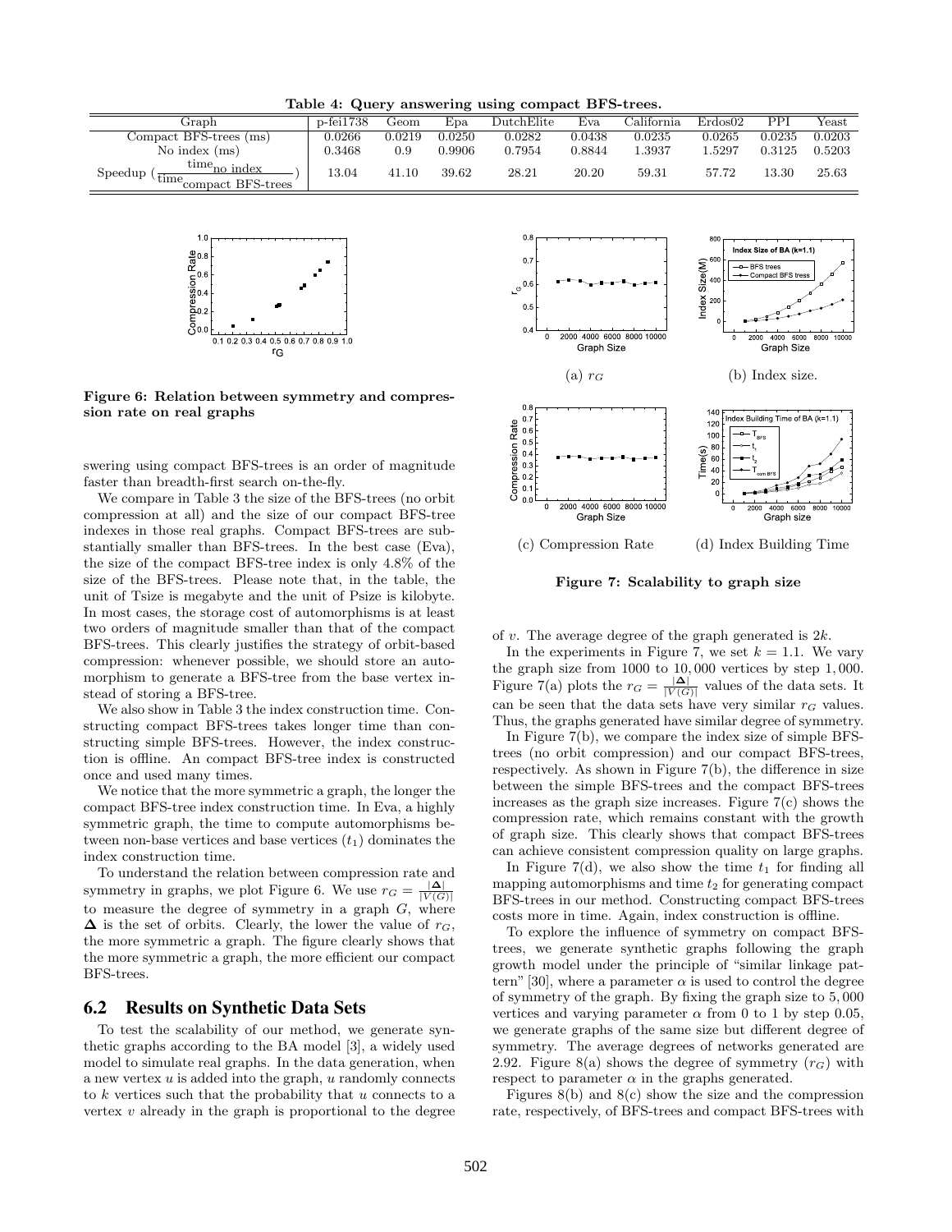Table 4: Query answering using compact BFS-trees.

| Graph | p-fei1738 | Geom | Epa | DutchElite | Eva | California | Erdos02 | PPI | Yeast |
|---|---|---|---|---|---|---|---|---|---|
| Compact BFS-trees (ms) | 0.0266 | 0.0219 | 0.0250 | 0.0282 | 0.0438 | 0.0235 | 0.0265 | 0.0235 | 0.0203 |
| No index (ms) | 0.3468 | 0.9 | 0.9906 | 0.7954 | 0.8844 | 1.3937 | 1.5297 | 0.3125 | 0.5203 |
| Speedup ($\frac{\text{time}_{\text{no index}}}{\text{time}_{\text{compact BFS-trees}}}$) | 13.04 | 41.10 | 39.62 | 28.21 | 20.20 | 59.31 | 57.72 | 13.30 | 25.63 |

Figure 6: Relation between symmetry and compression rate on real graphs

swering using compact BFS-trees is an order of magnitude faster than breadth-first search on-the-fly.

We compare in Table 3 the size of the BFS-trees (no orbit compression at all) and the size of our compact BFS-tree indexes in those real graphs. Compact BFS-trees are substantially smaller than BFS-trees. In the best case (Eva), the size of the compact BFS-tree index is only 4.8% of the size of the BFS-trees. Please note that, in the table, the unit of Tsize is megabyte and the unit of Psize is kilobyte. In most cases, the storage cost of automorphisms is at least two orders of magnitude smaller than that of the compact BFS-trees. This clearly justifies the strategy of orbit-based compression: whenever possible, we should store an automorphism to generate a BFS-tree from the base vertex instead of storing a BFS-tree.

We also show in Table 3 the index construction time. Constructing compact BFS-trees takes longer time than constructing simple BFS-trees. However, the index construction is offline. An compact BFS-tree index is constructed once and used many times.

We notice that the more symmetric a graph, the longer the compact BFS-tree index construction time. In Eva, a highly symmetric graph, the time to compute automorphisms between non-base vertices and base vertices ($t_1$) dominates the index construction time.

To understand the relation between compression rate and symmetry in graphs, we plot Figure 6. We use $r_G = \frac{|\mathbf{\Delta}|}{|V(G)|}$ to measure the degree of symmetry in a graph $G$, where $\mathbf{\Delta}$ is the set of orbits. Clearly, the lower the value of $r_G$, the more symmetric a graph. The figure clearly shows that the more symmetric a graph, the more efficient our compact BFS-trees.

## 6.2 Results on Synthetic Data Sets

To test the scalability of our method, we generate synthetic graphs according to the BA model [3], a widely used model to simulate real graphs. In the data generation, when a new vertex $u$ is added into the graph, $u$ randomly connects to $k$ vertices such that the probability that $u$ connects to a vertex $v$ already in the graph is proportional to the degree of $v$. The average degree of the graph generated is $2k$.

(a) $r_G$ (b) Index size. (c) Compression Rate (d) Index Building Time

Figure 7: Scalability to graph size

In the experiments in Figure 7, we set $k = 1.1$. We vary the graph size from 1000 to 10,000 vertices by step 1,000. Figure 7(a) plots the $r_G = \frac{|\mathbf{\Delta}|}{|V(G)|}$ values of the data sets. It can be seen that the data sets have very similar $r_G$ values. Thus, the graphs generated have similar degree of symmetry.

In Figure 7(b), we compare the index size of simple BFS-trees (no orbit compression) and our compact BFS-trees, respectively. As shown in Figure 7(b), the difference in size between the simple BFS-trees and the compact BFS-trees increases as the graph size increases. Figure 7(c) shows the compression rate, which remains constant with the growth of graph size. This clearly shows that compact BFS-trees can achieve consistent compression quality on large graphs.

In Figure 7(d), we also show the time $t_1$ for finding all mapping automorphisms and time $t_2$ for generating compact BFS-trees in our method. Constructing compact BFS-trees costs more in time. Again, index construction is offline.

To explore the influence of symmetry on compact BFS-trees, we generate synthetic graphs following the graph growth model under the principle of "similar linkage pattern" [30], where a parameter $\alpha$ is used to control the degree of symmetry of the graph. By fixing the graph size to 5,000 vertices and varying parameter $\alpha$ from 0 to 1 by step 0.05, we generate graphs of the same size but different degree of symmetry. The average degrees of networks generated are 2.92. Figure 8(a) shows the degree of symmetry ($r_G$) with respect to parameter $\alpha$ in the graphs generated.

Figures 8(b) and 8(c) show the size and the compression rate, respectively, of BFS-trees and compact BFS-trees with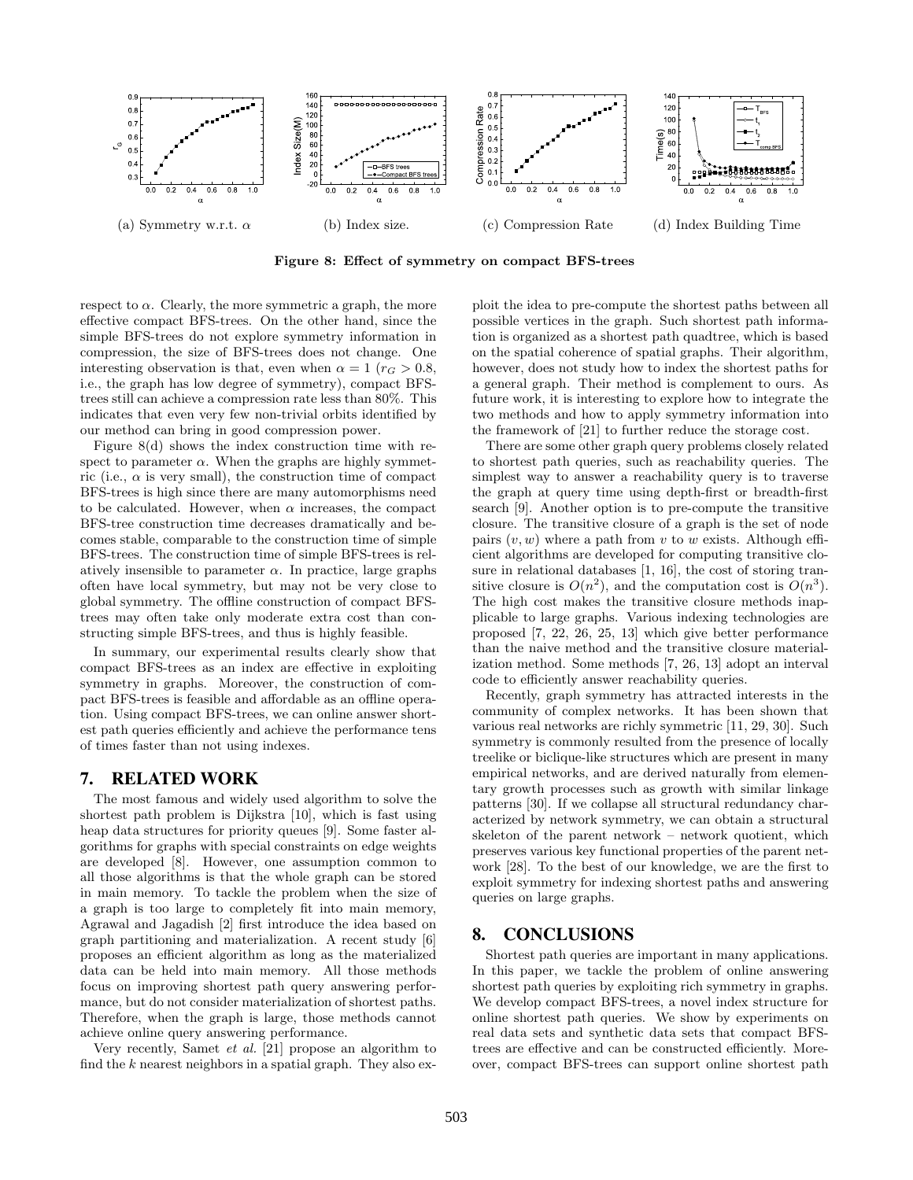(a) Symmetry w.r.t. $\alpha$ (b) Index size. (c) Compression Rate (d) Index Building Time

**Figure 8: Effect of symmetry on compact BFS-trees**

respect to $\alpha$. Clearly, the more symmetric a graph, the more effective compact BFS-trees. On the other hand, since the simple BFS-trees do not explore symmetry information in compression, the size of BFS-trees does not change. One interesting observation is that, even when $\alpha = 1$ ($r_G > 0.8$, i.e., the graph has low degree of symmetry), compact BFS-trees still can achieve a compression rate less than 80%. This indicates that even very few non-trivial orbits identified by our method can bring in good compression power.

Figure 8(d) shows the index construction time with respect to parameter $\alpha$. When the graphs are highly symmetric (i.e., $\alpha$ is very small), the construction time of compact BFS-trees is high since there are many automorphisms need to be calculated. However, when $\alpha$ increases, the compact BFS-tree construction time decreases dramatically and becomes stable, comparable to the construction time of simple BFS-trees. The construction time of simple BFS-trees is relatively insensible to parameter $\alpha$. In practice, large graphs often have local symmetry, but may not be very close to global symmetry. The offline construction of compact BFS-trees may often take only moderate extra cost than constructing simple BFS-trees, and thus is highly feasible.

In summary, our experimental results clearly show that compact BFS-trees as an index are effective in exploiting symmetry in graphs. Moreover, the construction of compact BFS-trees is feasible and affordable as an offline operation. Using compact BFS-trees, we can online answer shortest path queries efficiently and achieve the performance tens of times faster than not using indexes.

## 7. RELATED WORK

The most famous and widely used algorithm to solve the shortest path problem is Dijkstra [10], which is fast using heap data structures for priority queues [9]. Some faster algorithms for graphs with special constraints on edge weights are developed [8]. However, one assumption common to all those algorithms is that the whole graph can be stored in main memory. To tackle the problem when the size of a graph is too large to completely fit into main memory, Agrawal and Jagadish [2] first introduce the idea based on graph partitioning and materialization. A recent study [6] proposes an efficient algorithm as long as the materialized data can be held into main memory. All those methods focus on improving shortest path query answering performance, but do not consider materialization of shortest paths. Therefore, when the graph is large, those methods cannot achieve online query answering performance.

Very recently, Samet *et al.* [21] propose an algorithm to find the $k$ nearest neighbors in a spatial graph. They also exploit the idea to pre-compute the shortest paths between all possible vertices in the graph. Such shortest path information is organized as a shortest path quadtree, which is based on the spatial coherence of spatial graphs. Their algorithm, however, does not study how to index the shortest paths for a general graph. Their method is complement to ours. As future work, it is interesting to explore how to integrate the two methods and how to apply symmetry information into the framework of [21] to further reduce the storage cost.

There are some other graph query problems closely related to shortest path queries, such as reachability queries. The simplest way to answer a reachability query is to traverse the graph at query time using depth-first or breadth-first search [9]. Another option is to pre-compute the transitive closure. The transitive closure of a graph is the set of node pairs $(v, w)$ where a path from $v$ to $w$ exists. Although efficient algorithms are developed for computing transitive closure in relational databases [1, 16], the cost of storing transitive closure is $O(n^2)$, and the computation cost is $O(n^3)$. The high cost makes the transitive closure methods inapplicable to large graphs. Various indexing technologies are proposed [7, 22, 26, 25, 13] which give better performance than the naive method and the transitive closure materialization method. Some methods [7, 26, 13] adopt an interval code to efficiently answer reachability queries.

Recently, graph symmetry has attracted interests in the community of complex networks. It has been shown that various real networks are richly symmetric [11, 29, 30]. Such symmetry is commonly resulted from the presence of locally treelike or biclique-like structures which are present in many empirical networks, and are derived naturally from elementary growth processes such as growth with similar linkage patterns [30]. If we collapse all structural redundancy characterized by network symmetry, we can obtain a structural skeleton of the parent network – network quotient, which preserves various key functional properties of the parent network [28]. To the best of our knowledge, we are the first to exploit symmetry for indexing shortest paths and answering queries on large graphs.

## 8. CONCLUSIONS

Shortest path queries are important in many applications. In this paper, we tackle the problem of online answering shortest path queries by exploiting rich symmetry in graphs. We develop compact BFS-trees, a novel index structure for online shortest path queries. We show by experiments on real data sets and synthetic data sets that compact BFS-trees are effective and can be constructed efficiently. Moreover, compact BFS-trees can support online shortest path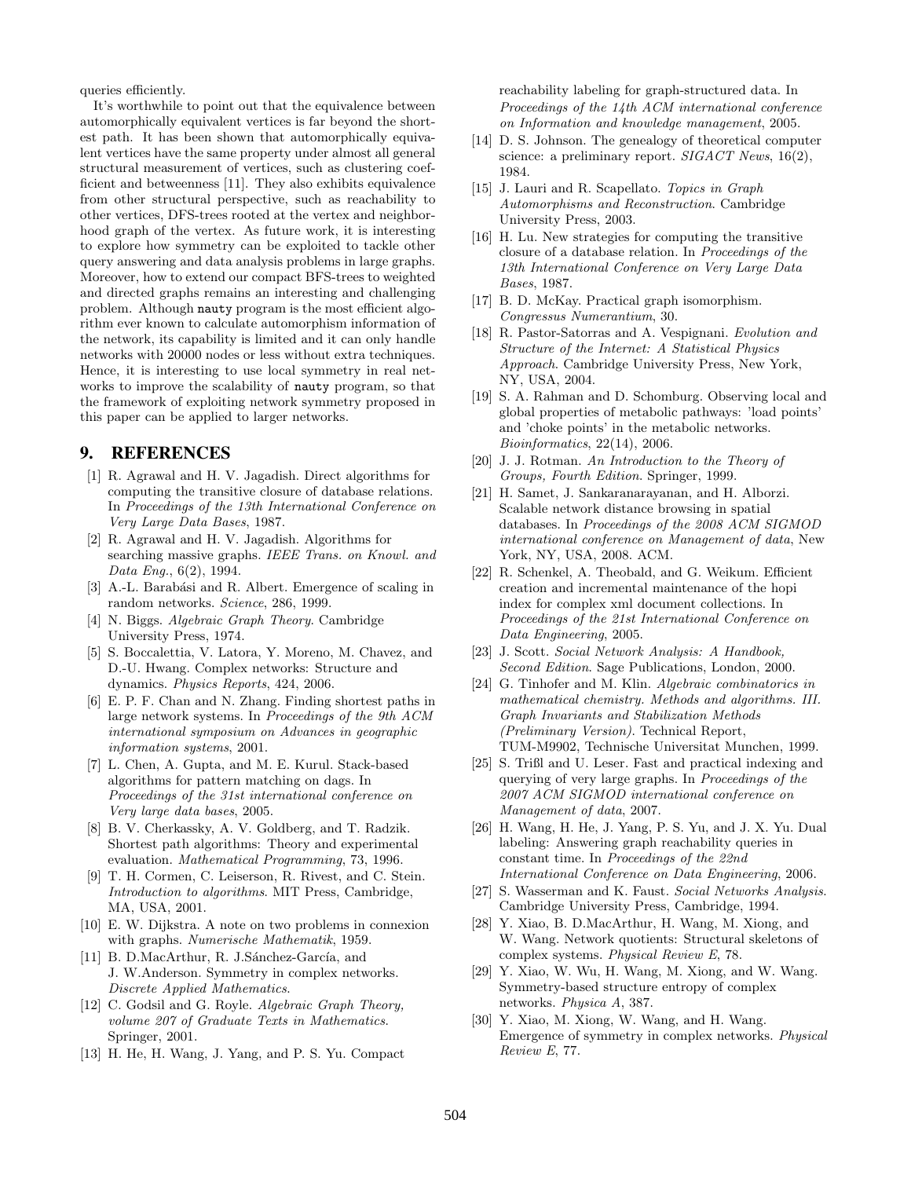queries efficiently.

It's worthwhile to point out that the equivalence between automorphically equivalent vertices is far beyond the shortest path. It has been shown that automorphically equivalent vertices have the same property under almost all general structural measurement of vertices, such as clustering coefficient and betweenness [11]. They also exhibits equivalence from other structural perspective, such as reachability to other vertices, DFS-trees rooted at the vertex and neighborhood graph of the vertex. As future work, it is interesting to explore how symmetry can be exploited to tackle other query answering and data analysis problems in large graphs. Moreover, how to extend our compact BFS-trees to weighted and directed graphs remains an interesting and challenging problem. Although `nauty` program is the most efficient algorithm ever known to calculate automorphism information of the network, its capability is limited and it can only handle networks with 20000 nodes or less without extra techniques. Hence, it is interesting to use local symmetry in real networks to improve the scalability of `nauty` program, so that the framework of exploiting network symmetry proposed in this paper can be applied to larger networks.

## 9. REFERENCES

[1] R. Agrawal and H. V. Jagadish. Direct algorithms for computing the transitive closure of database relations. In *Proceedings of the 13th International Conference on Very Large Data Bases*, 1987.

[2] R. Agrawal and H. V. Jagadish. Algorithms for searching massive graphs. *IEEE Trans. on Knowl. and Data Eng.*, 6(2), 1994.

[3] A.-L. Barabási and R. Albert. Emergence of scaling in random networks. *Science*, 286, 1999.

[4] N. Biggs. *Algebraic Graph Theory*. Cambridge University Press, 1974.

[5] S. Boccalettia, V. Latora, Y. Moreno, M. Chavez, and D.-U. Hwang. Complex networks: Structure and dynamics. *Physics Reports*, 424, 2006.

[6] E. P. F. Chan and N. Zhang. Finding shortest paths in large network systems. In *Proceedings of the 9th ACM international symposium on Advances in geographic information systems*, 2001.

[7] L. Chen, A. Gupta, and M. E. Kurul. Stack-based algorithms for pattern matching on dags. In *Proceedings of the 31st international conference on Very large data bases*, 2005.

[8] B. V. Cherkassky, A. V. Goldberg, and T. Radzik. Shortest path algorithms: Theory and experimental evaluation. *Mathematical Programming*, 73, 1996.

[9] T. H. Cormen, C. Leiserson, R. Rivest, and C. Stein. *Introduction to algorithms*. MIT Press, Cambridge, MA, USA, 2001.

[10] E. W. Dijkstra. A note on two problems in connexion with graphs. *Numerische Mathematik*, 1959.

[11] B. D.MacArthur, R. J.Sánchez-García, and J. W.Anderson. Symmetry in complex networks. *Discrete Applied Mathematics*.

[12] C. Godsil and G. Royle. *Algebraic Graph Theory, volume 207 of Graduate Texts in Mathematics*. Springer, 2001.

[13] H. He, H. Wang, J. Yang, and P. S. Yu. Compact reachability labeling for graph-structured data. In *Proceedings of the 14th ACM international conference on Information and knowledge management*, 2005.

[14] D. S. Johnson. The genealogy of theoretical computer science: a preliminary report. *SIGACT News*, 16(2), 1984.

[15] J. Lauri and R. Scapellato. *Topics in Graph Automorphisms and Reconstruction*. Cambridge University Press, 2003.

[16] H. Lu. New strategies for computing the transitive closure of a database relation. In *Proceedings of the 13th International Conference on Very Large Data Bases*, 1987.

[17] B. D. McKay. Practical graph isomorphism. *Congressus Numerantium*, 30.

[18] R. Pastor-Satorras and A. Vespignani. *Evolution and Structure of the Internet: A Statistical Physics Approach*. Cambridge University Press, New York, NY, USA, 2004.

[19] S. A. Rahman and D. Schomburg. Observing local and global properties of metabolic pathways: 'load points' and 'choke points' in the metabolic networks. *Bioinformatics*, 22(14), 2006.

[20] J. J. Rotman. *An Introduction to the Theory of Groups, Fourth Edition*. Springer, 1999.

[21] H. Samet, J. Sankaranarayanan, and H. Alborzi. Scalable network distance browsing in spatial databases. In *Proceedings of the 2008 ACM SIGMOD international conference on Management of data*, New York, NY, USA, 2008. ACM.

[22] R. Schenkel, A. Theobald, and G. Weikum. Efficient creation and incremental maintenance of the hopi index for complex xml document collections. In *Proceedings of the 21st International Conference on Data Engineering*, 2005.

[23] J. Scott. *Social Network Analysis: A Handbook, Second Edition*. Sage Publications, London, 2000.

[24] G. Tinhofer and M. Klin. *Algebraic combinatorics in mathematical chemistry. Methods and algorithms. III. Graph Invariants and Stabilization Methods (Preliminary Version)*. Technical Report, TUM-M9902, Technische Universitat Munchen, 1999.

[25] S. Trißl and U. Leser. Fast and practical indexing and querying of very large graphs. In *Proceedings of the 2007 ACM SIGMOD international conference on Management of data*, 2007.

[26] H. Wang, H. He, J. Yang, P. S. Yu, and J. X. Yu. Dual labeling: Answering graph reachability queries in constant time. In *Proceedings of the 22nd International Conference on Data Engineering*, 2006.

[27] S. Wasserman and K. Faust. *Social Networks Analysis*. Cambridge University Press, Cambridge, 1994.

[28] Y. Xiao, B. D.MacArthur, H. Wang, M. Xiong, and W. Wang. Network quotients: Structural skeletons of complex systems. *Physical Review E*, 78.

[29] Y. Xiao, W. Wu, H. Wang, M. Xiong, and W. Wang. Symmetry-based structure entropy of complex networks. *Physica A*, 387.

[30] Y. Xiao, M. Xiong, W. Wang, and H. Wang. Emergence of symmetry in complex networks. *Physical Review E*, 77.